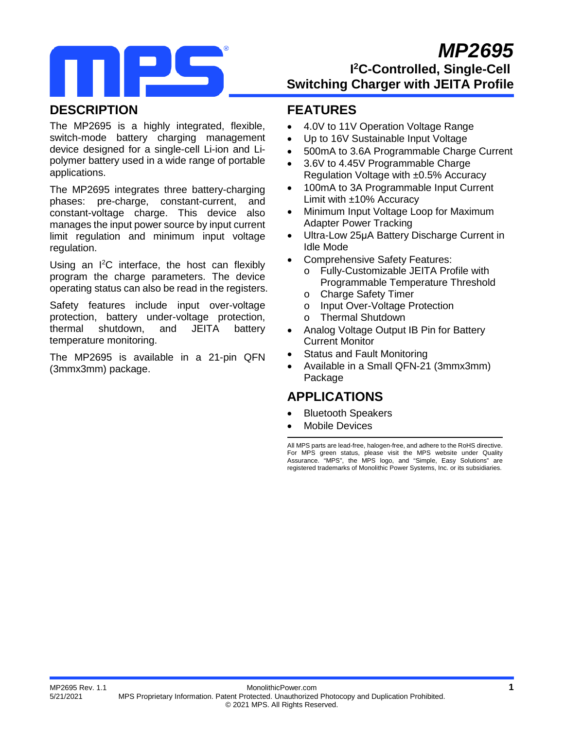# MP2695

## I²C-Controlled, Single-Cell Switching Charger with JEITA Profile

## DESCRIPTION

The MP2695 is a highly integrated, flexible, switch-mode battery charging management device designed for a single-cell Li-ion and Li-polymer battery used in a wide range of portable applications.

The MP2695 integrates three battery-charging phases: pre-charge, constant-current, and constant-voltage charge. This device also manages the input power source by input current limit regulation and minimum input voltage regulation.

Using an I²C interface, the host can flexibly program the charge parameters. The device operating status can also be read in the registers.

Safety features include input over-voltage protection, battery under-voltage protection, thermal shutdown, and JEITA battery temperature monitoring.

The MP2695 is available in a 21-pin QFN (3mmx3mm) package.

## FEATURES

- 4.0V to 11V Operation Voltage Range
- Up to 16V Sustainable Input Voltage
- 500mA to 3.6A Programmable Charge Current
- 3.6V to 4.45V Programmable Charge Regulation Voltage with ±0.5% Accuracy
- 100mA to 3A Programmable Input Current Limit with ±10% Accuracy
- Minimum Input Voltage Loop for Maximum Adapter Power Tracking
- Ultra-Low 25µA Battery Discharge Current in Idle Mode
- Comprehensive Safety Features:
  - Fully-Customizable JEITA Profile with Programmable Temperature Threshold
  - Charge Safety Timer
  - Input Over-Voltage Protection
  - Thermal Shutdown
- Analog Voltage Output IB Pin for Battery Current Monitor
- Status and Fault Monitoring
- Available in a Small QFN-21 (3mmx3mm) Package

## APPLICATIONS

- Bluetooth Speakers
- Mobile Devices

All MPS parts are lead-free, halogen-free, and adhere to the RoHS directive. For MPS green status, please visit the MPS website under Quality Assurance. "MPS", the MPS logo, and "Simple, Easy Solutions" are registered trademarks of Monolithic Power Systems, Inc. or its subsidiaries.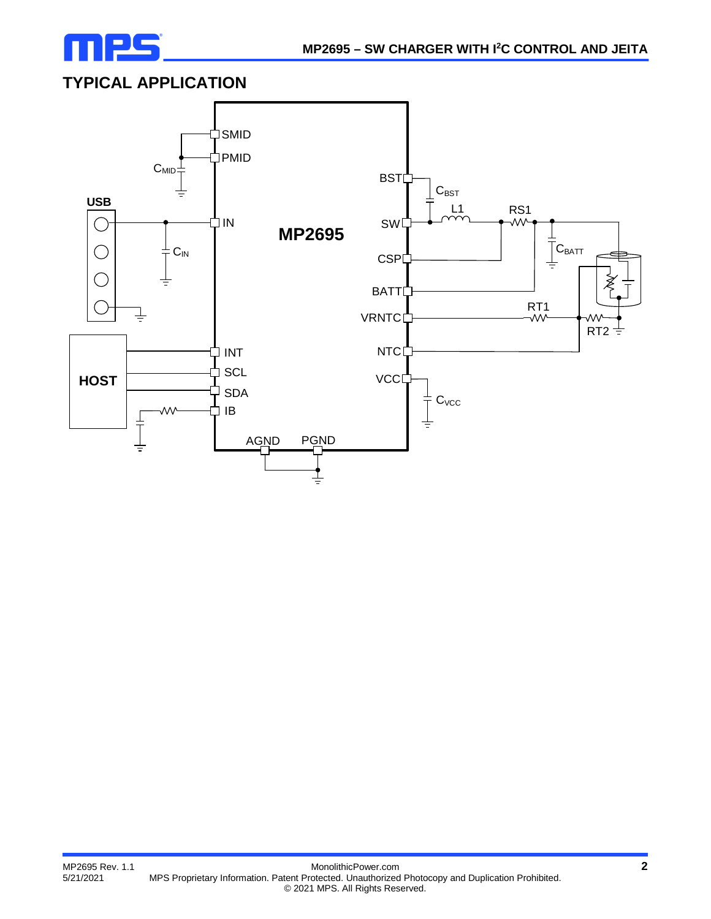## TYPICAL APPLICATION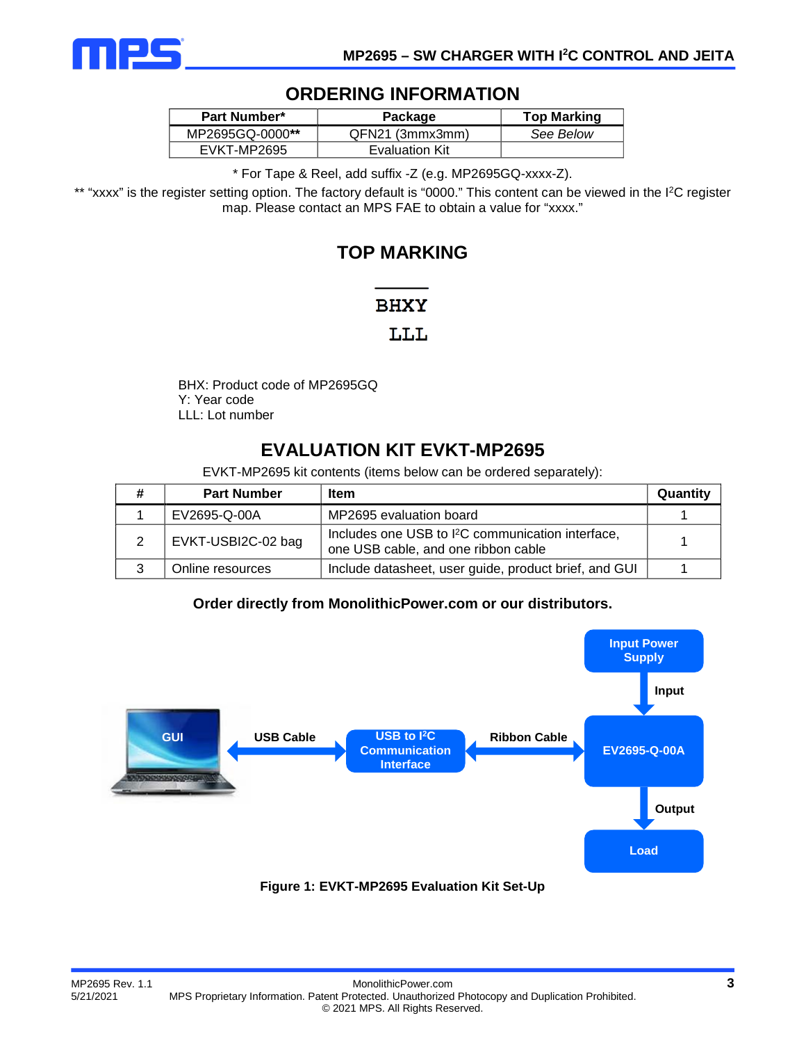## ORDERING INFORMATION

| Part Number* | Package | Top Marking |
|---|---|---|
| MP2695GQ-0000** | QFN21 (3mmx3mm) | *See Below* |
| EVKT-MP2695 | Evaluation Kit | |

\* For Tape & Reel, add suffix -Z (e.g. MP2695GQ-xxxx-Z).

** "xxxx" is the register setting option. The factory default is "0000." This content can be viewed in the I²C register map. Please contact an MPS FAE to obtain a value for "xxxx."

## TOP MARKING

BHXY
LLL

BHX: Product code of MP2695GQ
Y: Year code
LLL: Lot number

## EVALUATION KIT EVKT-MP2695

EVKT-MP2695 kit contents (items below can be ordered separately):

| # | Part Number | Item | Quantity |
|---|---|---|---|
| 1 | EV2695-Q-00A | MP2695 evaluation board | 1 |
| 2 | EVKT-USBI2C-02 bag | Includes one USB to I²C communication interface, one USB cable, and one ribbon cable | 1 |
| 3 | Online resources | Include datasheet, user guide, product brief, and GUI | 1 |

**Order directly from MonolithicPower.com or our distributors.**

GUI — USB Cable — USB to I²C Communication Interface — Ribbon Cable — EV2695-Q-00A

Input Power Supply — Input → EV2695-Q-00A — Output → Load

**Figure 1: EVKT-MP2695 Evaluation Kit Set-Up**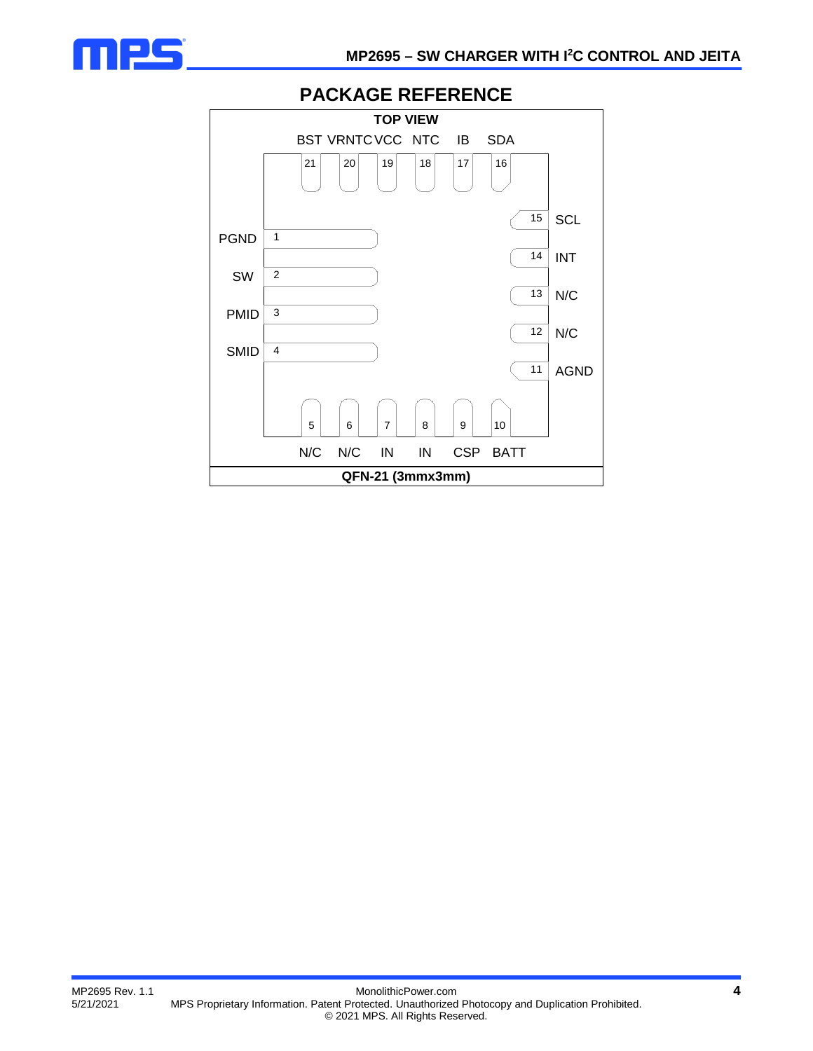## PACKAGE REFERENCE

**TOP VIEW**

| Pin | Name |
|---|---|
| 1 | PGND |
| 2 | SW |
| 3 | PMID |
| 4 | SMID |
| 5 | N/C |
| 6 | N/C |
| 7 | IN |
| 8 | IN |
| 9 | CSP |
| 10 | BATT |
| 11 | AGND |
| 12 | N/C |
| 13 | N/C |
| 14 | INT |
| 15 | SCL |
| 16 | SDA |
| 17 | IB |
| 18 | NTC |
| 19 | VCC |
| 20 | VRNTC |
| 21 | BST |

**QFN-21 (3mmx3mm)**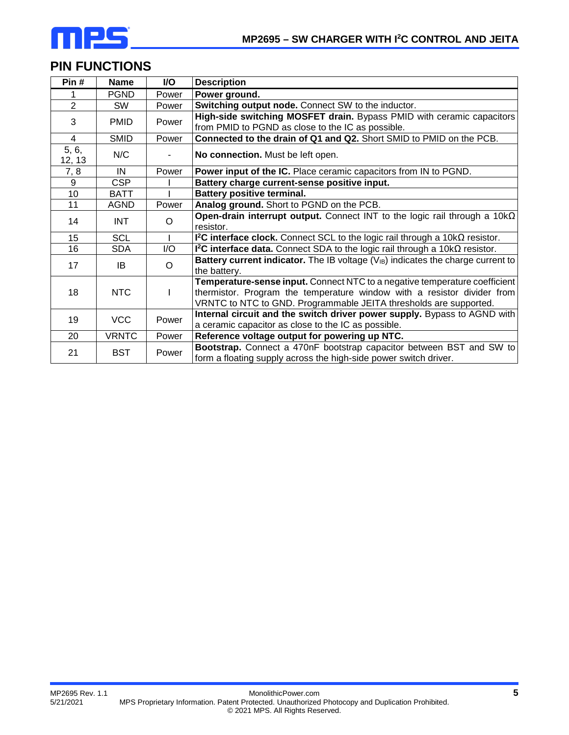## PIN FUNCTIONS

| Pin # | Name | I/O | Description |
|---|---|---|---|
| 1 | PGND | Power | **Power ground.** |
| 2 | SW | Power | **Switching output node.** Connect SW to the inductor. |
| 3 | PMID | Power | **High-side switching MOSFET drain.** Bypass PMID with ceramic capacitors from PMID to PGND as close to the IC as possible. |
| 4 | SMID | Power | **Connected to the drain of Q1 and Q2.** Short SMID to PMID on the PCB. |
| 5, 6, 12, 13 | N/C | - | **No connection.** Must be left open. |
| 7, 8 | IN | Power | **Power input of the IC.** Place ceramic capacitors from IN to PGND. |
| 9 | CSP | I | **Battery charge current-sense positive input.** |
| 10 | BATT | I | **Battery positive terminal.** |
| 11 | AGND | Power | **Analog ground.** Short to PGND on the PCB. |
| 14 | INT | O | **Open-drain interrupt output.** Connect INT to the logic rail through a 10kΩ resistor. |
| 15 | SCL | I | **I²C interface clock.** Connect SCL to the logic rail through a 10kΩ resistor. |
| 16 | SDA | I/O | **I²C interface data.** Connect SDA to the logic rail through a 10kΩ resistor. |
| 17 | IB | O | **Battery current indicator.** The IB voltage ($V_{IB}$) indicates the charge current to the battery. |
| 18 | NTC | I | **Temperature-sense input.** Connect NTC to a negative temperature coefficient thermistor. Program the temperature window with a resistor divider from VRNTC to NTC to GND. Programmable JEITA thresholds are supported. |
| 19 | VCC | Power | **Internal circuit and the switch driver power supply.** Bypass to AGND with a ceramic capacitor as close to the IC as possible. |
| 20 | VRNTC | Power | **Reference voltage output for powering up NTC.** |
| 21 | BST | Power | **Bootstrap.** Connect a 470nF bootstrap capacitor between BST and SW to form a floating supply across the high-side power switch driver. |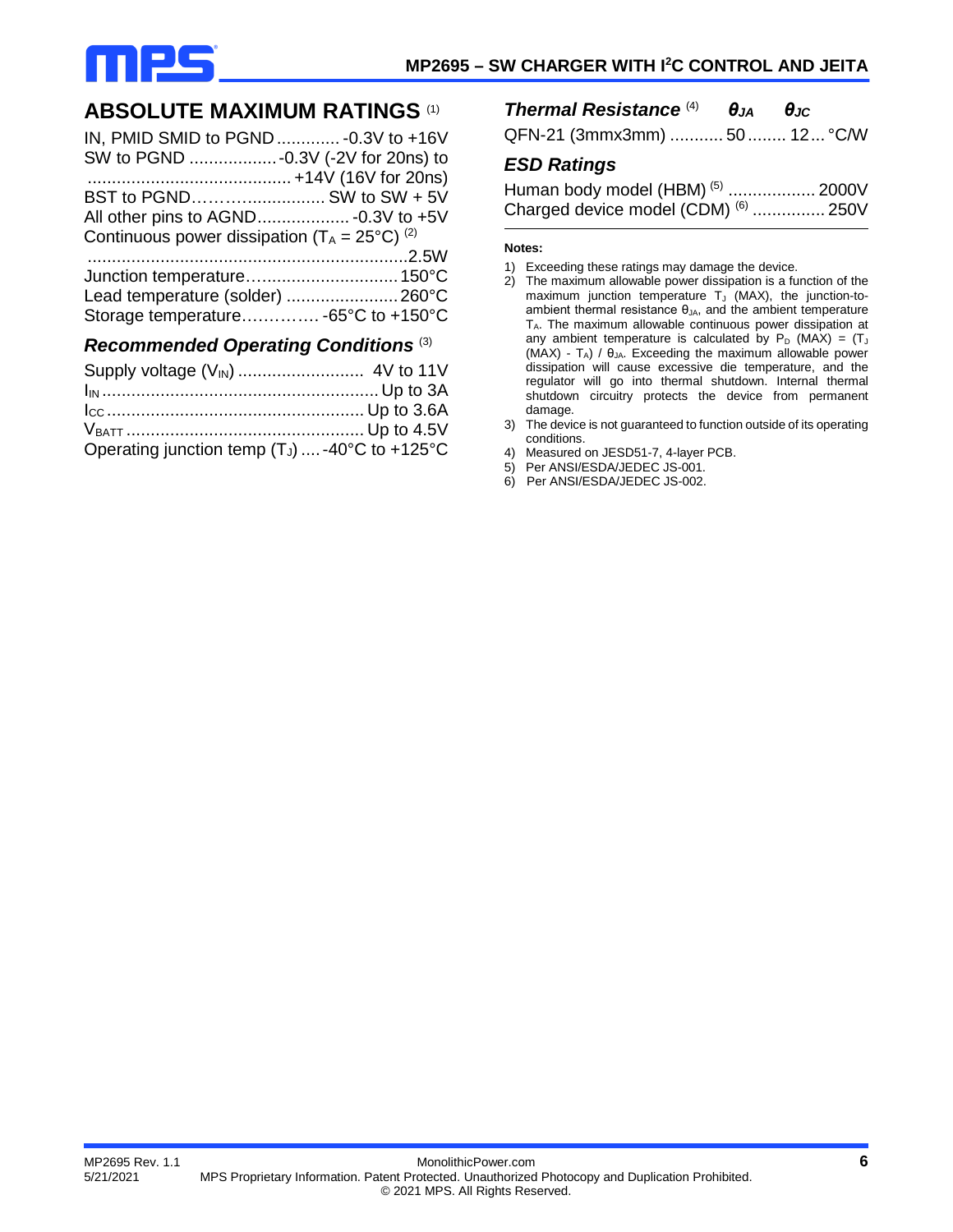## ABSOLUTE MAXIMUM RATINGS [1]

IN, PMID SMID to PGND ............. -0.3V to +16V
SW to PGND .................. -0.3V (-2V for 20ns) to .......................................... +14V (16V for 20ns)
BST to PGND……….................. SW to SW + 5V
All other pins to AGND................... -0.3V to +5V
Continuous power dissipation ($T_A$ = 25°C) [2] ..................................................................2.5W
Junction temperature.............................. 150°C
Lead temperature (solder) ....................... 260°C
Storage temperature………….. -65°C to +150°C

### *Recommended Operating Conditions* [3]

Supply voltage ($V_{IN}$) .......................... 4V to 11V
$I_{IN}$ ......................................................... Up to 3A
$I_{CC}$ .................................................... Up to 3.6A
$V_{BATT}$ ................................................. Up to 4.5V
Operating junction temp ($T_J$) .... -40°C to +125°C

### *Thermal Resistance* [4] $\theta_{JA}$ $\theta_{JC}$

QFN-21 (3mmx3mm) ........... 50 ........ 12 ... °C/W

### *ESD Ratings*

Human body model (HBM) [5] .................. 2000V
Charged device model (CDM) [6] ............... 250V

**Notes:**

1) Exceeding these ratings may damage the device.
2) The maximum allowable power dissipation is a function of the maximum junction temperature $T_J$ (MAX), the junction-to-ambient thermal resistance $\theta_{JA}$, and the ambient temperature $T_A$. The maximum allowable continuous power dissipation at any ambient temperature is calculated by $P_D$ (MAX) = ($T_J$ (MAX) - $T_A$) / $\theta_{JA}$. Exceeding the maximum allowable power dissipation will cause excessive die temperature, and the regulator will go into thermal shutdown. Internal thermal shutdown circuitry protects the device from permanent damage.
3) The device is not guaranteed to function outside of its operating conditions.
4) Measured on JESD51-7, 4-layer PCB.
5) Per ANSI/ESDA/JEDEC JS-001.
6) Per ANSI/ESDA/JEDEC JS-002.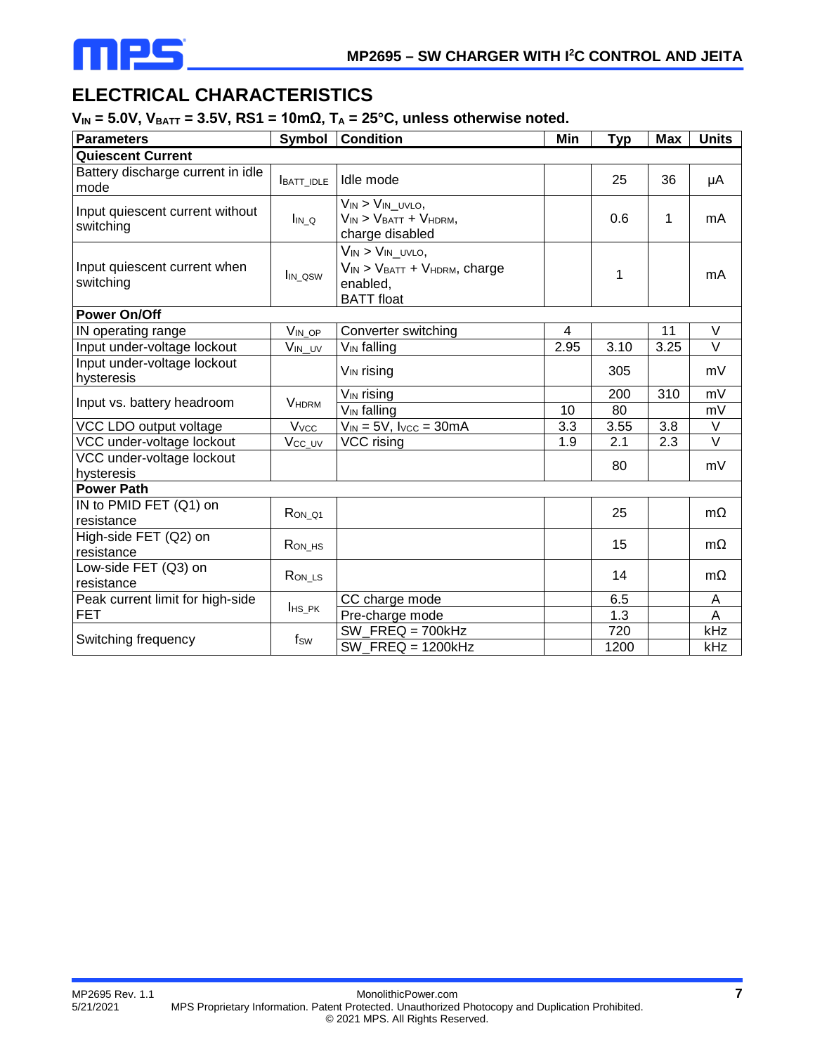## ELECTRICAL CHARACTERISTICS

**$V_{IN}$ = 5.0V, $V_{BATT}$ = 3.5V, RS1 = 10mΩ, $T_A$ = 25°C, unless otherwise noted.**

| Parameters | Symbol | Condition | Min | Typ | Max | Units |
|---|---|---|---|---|---|---|
| **Quiescent Current** | | | | | | |
| Battery discharge current in idle mode | $I_{BATT\_IDLE}$ | Idle mode | | 25 | 36 | μA |
| Input quiescent current without switching | $I_{IN\_Q}$ | $V_{IN} > V_{IN\_UVLO}$, $V_{IN} > V_{BATT} + V_{HDRM}$, charge disabled | | 0.6 | 1 | mA |
| Input quiescent current when switching | $I_{IN\_QSW}$ | $V_{IN} > V_{IN\_UVLO}$, $V_{IN} > V_{BATT} + V_{HDRM}$, charge enabled, BATT float | | 1 | | mA |
| **Power On/Off** | | | | | | |
| IN operating range | $V_{IN\_OP}$ | Converter switching | 4 | | 11 | V |
| Input under-voltage lockout | $V_{IN\_UV}$ | $V_{IN}$ falling | 2.95 | 3.10 | 3.25 | V |
| Input under-voltage lockout hysteresis | | $V_{IN}$ rising | | 305 | | mV |
| Input vs. battery headroom | $V_{HDRM}$ | $V_{IN}$ rising | | 200 | 310 | mV |
| | | $V_{IN}$ falling | 10 | 80 | | mV |
| VCC LDO output voltage | $V_{VCC}$ | $V_{IN}$ = 5V, $I_{VCC}$ = 30mA | 3.3 | 3.55 | 3.8 | V |
| VCC under-voltage lockout | $V_{CC\_UV}$ | VCC rising | 1.9 | 2.1 | 2.3 | V |
| VCC under-voltage lockout hysteresis | | | | 80 | | mV |
| **Power Path** | | | | | | |
| IN to PMID FET (Q1) on resistance | $R_{ON\_Q1}$ | | | 25 | | mΩ |
| High-side FET (Q2) on resistance | $R_{ON\_HS}$ | | | 15 | | mΩ |
| Low-side FET (Q3) on resistance | $R_{ON\_LS}$ | | | 14 | | mΩ |
| Peak current limit for high-side FET | $I_{HS\_PK}$ | CC charge mode | | 6.5 | | A |
| | | Pre-charge mode | | 1.3 | | A |
| Switching frequency | $f_{SW}$ | SW_FREQ = 700kHz | | 720 | | kHz |
| | | SW_FREQ = 1200kHz | | 1200 | | kHz |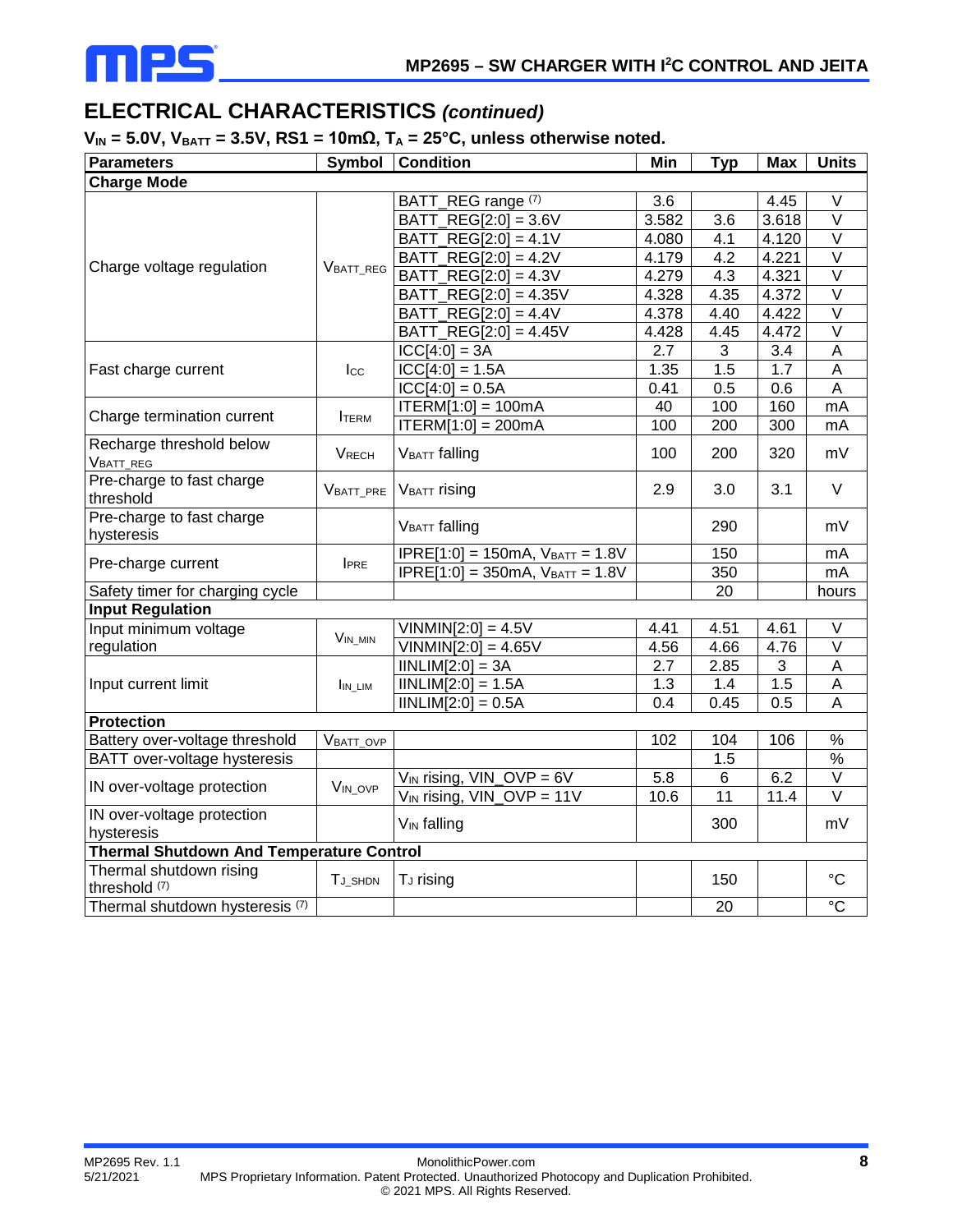## ELECTRICAL CHARACTERISTICS *(continued)*

**$V_{IN}$ = 5.0V, $V_{BATT}$ = 3.5V, RS1 = 10mΩ, $T_A$ = 25°C, unless otherwise noted.**

| Parameters | Symbol | Condition | Min | Typ | Max | Units |
|---|---|---|---|---|---|---|
| **Charge Mode** | | | | | | |
| Charge voltage regulation | $V_{BATT\_REG}$ | BATT_REG range (7) | 3.6 | | 4.45 | V |
| | | BATT_REG[2:0] = 3.6V | 3.582 | 3.6 | 3.618 | V |
| | | BATT_REG[2:0] = 4.1V | 4.080 | 4.1 | 4.120 | V |
| | | BATT_REG[2:0] = 4.2V | 4.179 | 4.2 | 4.221 | V |
| | | BATT_REG[2:0] = 4.3V | 4.279 | 4.3 | 4.321 | V |
| | | BATT_REG[2:0] = 4.35V | 4.328 | 4.35 | 4.372 | V |
| | | BATT_REG[2:0] = 4.4V | 4.378 | 4.40 | 4.422 | V |
| | | BATT_REG[2:0] = 4.45V | 4.428 | 4.45 | 4.472 | V |
| Fast charge current | $I_{CC}$ | ICC[4:0] = 3A | 2.7 | 3 | 3.4 | A |
| | | ICC[4:0] = 1.5A | 1.35 | 1.5 | 1.7 | A |
| | | ICC[4:0] = 0.5A | 0.41 | 0.5 | 0.6 | A |
| Charge termination current | $I_{TERM}$ | ITERM[1:0] = 100mA | 40 | 100 | 160 | mA |
| | | ITERM[1:0] = 200mA | 100 | 200 | 300 | mA |
| Recharge threshold below $V_{BATT\_REG}$ | $V_{RECH}$ | $V_{BATT}$ falling | 100 | 200 | 320 | mV |
| Pre-charge to fast charge threshold | $V_{BATT\_PRE}$ | $V_{BATT}$ rising | 2.9 | 3.0 | 3.1 | V |
| Pre-charge to fast charge hysteresis | | $V_{BATT}$ falling | | 290 | | mV |
| Pre-charge current | $I_{PRE}$ | IPRE[1:0] = 150mA, $V_{BATT}$ = 1.8V | | 150 | | mA |
| | | IPRE[1:0] = 350mA, $V_{BATT}$ = 1.8V | | 350 | | mA |
| Safety timer for charging cycle | | | | 20 | | hours |
| **Input Regulation** | | | | | | |
| Input minimum voltage regulation | $V_{IN\_MIN}$ | VINMIN[2:0] = 4.5V | 4.41 | 4.51 | 4.61 | V |
| | | VINMIN[2:0] = 4.65V | 4.56 | 4.66 | 4.76 | V |
| Input current limit | $I_{IN\_LIM}$ | IINLIM[2:0] = 3A | 2.7 | 2.85 | 3 | A |
| | | IINLIM[2:0] = 1.5A | 1.3 | 1.4 | 1.5 | A |
| | | IINLIM[2:0] = 0.5A | 0.4 | 0.45 | 0.5 | A |
| **Protection** | | | | | | |
| Battery over-voltage threshold | $V_{BATT\_OVP}$ | | 102 | 104 | 106 | % |
| BATT over-voltage hysteresis | | | | 1.5 | | % |
| IN over-voltage protection | $V_{IN\_OVP}$ | $V_{IN}$ rising, VIN_OVP = 6V | 5.8 | 6 | 6.2 | V |
| | | $V_{IN}$ rising, VIN_OVP = 11V | 10.6 | 11 | 11.4 | V |
| IN over-voltage protection hysteresis | | $V_{IN}$ falling | | 300 | | mV |
| **Thermal Shutdown And Temperature Control** | | | | | | |
| Thermal shutdown rising threshold (7) | $T_{J\_SHDN}$ | $T_J$ rising | | 150 | | °C |
| Thermal shutdown hysteresis (7) | | | | 20 | | °C |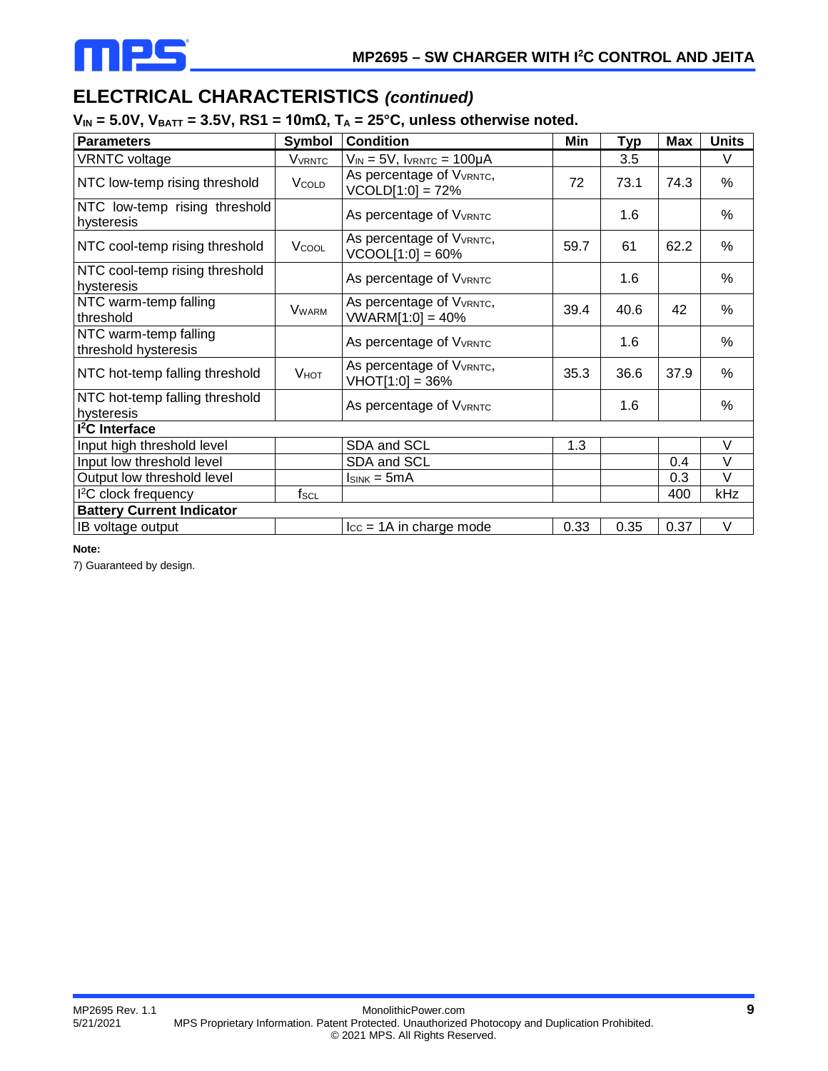## ELECTRICAL CHARACTERISTICS *(continued)*

**$V_{IN}$ = 5.0V, $V_{BATT}$ = 3.5V, RS1 = 10mΩ, $T_A$ = 25°C, unless otherwise noted.**

| Parameters | Symbol | Condition | Min | Typ | Max | Units |
|---|---|---|---|---|---|---|
| VRNTC voltage | $V_{VRNTC}$ | $V_{IN}$ = 5V, $I_{VRNTC}$ = 100μA | | 3.5 | | V |
| NTC low-temp rising threshold | $V_{COLD}$ | As percentage of $V_{VRNTC}$, VCOLD[1:0] = 72% | 72 | 73.1 | 74.3 | % |
| NTC low-temp rising threshold hysteresis | | As percentage of $V_{VRNTC}$ | | 1.6 | | % |
| NTC cool-temp rising threshold | $V_{COOL}$ | As percentage of $V_{VRNTC}$, VCOOL[1:0] = 60% | 59.7 | 61 | 62.2 | % |
| NTC cool-temp rising threshold hysteresis | | As percentage of $V_{VRNTC}$ | | 1.6 | | % |
| NTC warm-temp falling threshold | $V_{WARM}$ | As percentage of $V_{VRNTC}$, VWARM[1:0] = 40% | 39.4 | 40.6 | 42 | % |
| NTC warm-temp falling threshold hysteresis | | As percentage of $V_{VRNTC}$ | | 1.6 | | % |
| NTC hot-temp falling threshold | $V_{HOT}$ | As percentage of $V_{VRNTC}$, VHOT[1:0] = 36% | 35.3 | 36.6 | 37.9 | % |
| NTC hot-temp falling threshold hysteresis | | As percentage of $V_{VRNTC}$ | | 1.6 | | % |
| **I²C Interface** | | | | | | |
| Input high threshold level | | SDA and SCL | 1.3 | | | V |
| Input low threshold level | | SDA and SCL | | | 0.4 | V |
| Output low threshold level | | $I_{SINK}$ = 5mA | | | 0.3 | V |
| I²C clock frequency | $f_{SCL}$ | | | | 400 | kHz |
| **Battery Current Indicator** | | | | | | |
| IB voltage output | | $I_{CC}$ = 1A in charge mode | 0.33 | 0.35 | 0.37 | V |

**Note:**

7) Guaranteed by design.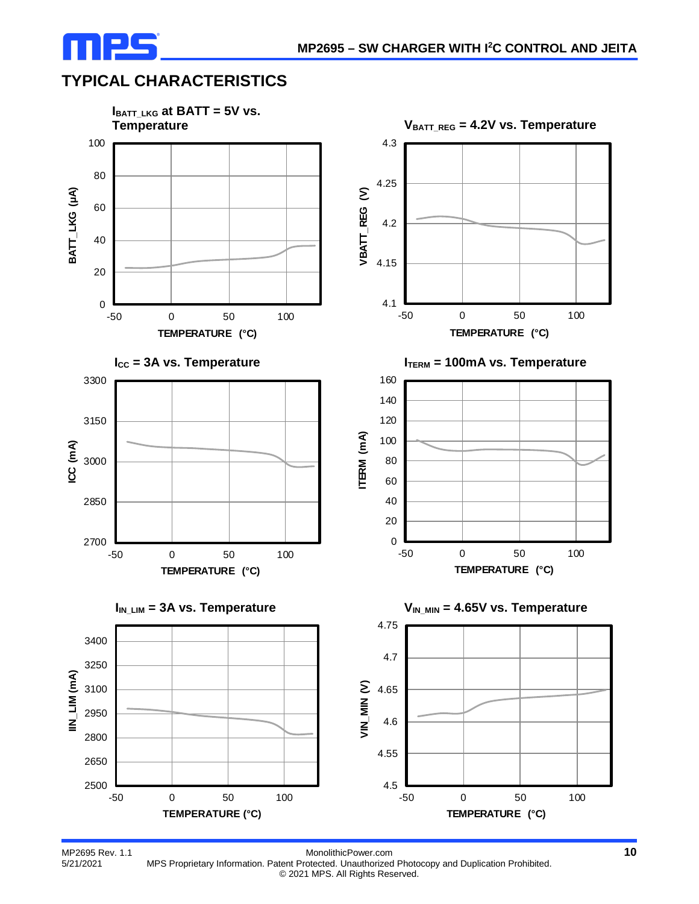## TYPICAL CHARACTERISTICS

**$I_{BATT\_LKG}$ at BATT = 5V vs. Temperature**

BATT_LKG (μA) vs. TEMPERATURE (°C)

**$V_{BATT\_REG}$ = 4.2V vs. Temperature**

VBATT_REG (V) vs. TEMPERATURE (°C)

**$I_{CC}$ = 3A vs. Temperature**

ICC (mA) vs. TEMPERATURE (°C)

**$I_{TERM}$ = 100mA vs. Temperature**

ITERM (mA) vs. TEMPERATURE (°C)

**$I_{IN\_LIM}$ = 3A vs. Temperature**

IIN_LIM (mA) vs. TEMPERATURE (°C)

**$V_{IN\_MIN}$ = 4.65V vs. Temperature**

VIN_MIN (V) vs. TEMPERATURE (°C)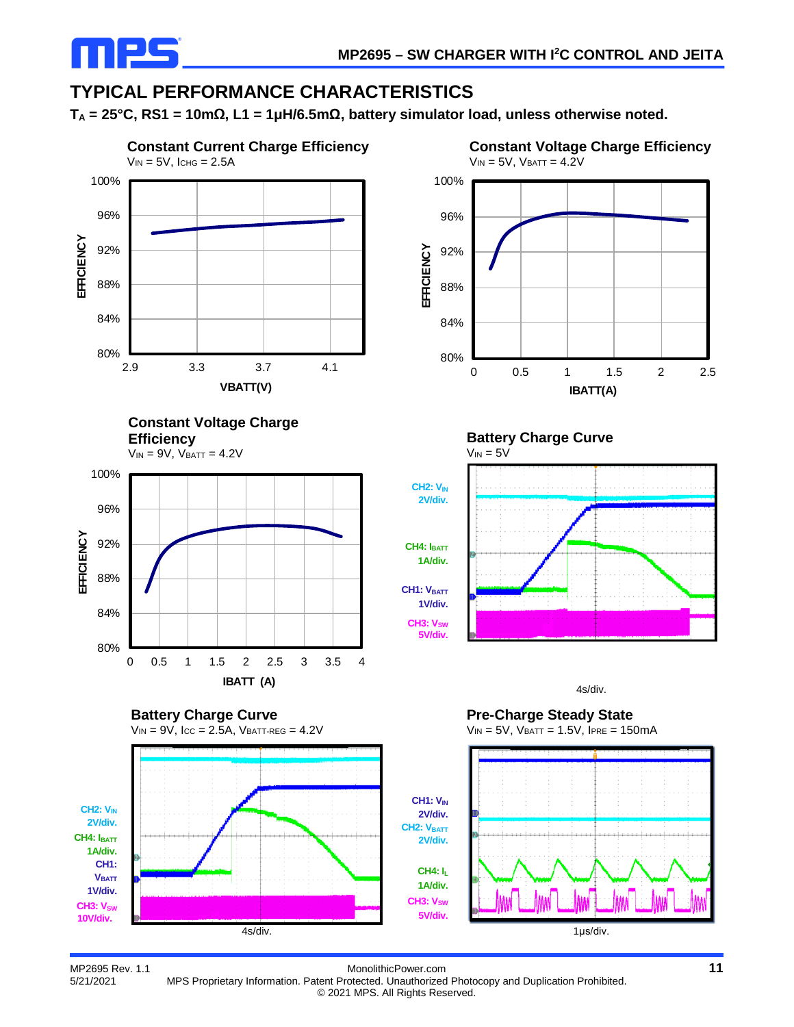## TYPICAL PERFORMANCE CHARACTERISTICS

**$T_A$ = 25°C, RS1 = 10mΩ, L1 = 1μH/6.5mΩ, battery simulator load, unless otherwise noted.**

**Constant Current Charge Efficiency**

$V_{IN}$ = 5V, $I_{CHG}$ = 2.5A

**Constant Voltage Charge Efficiency**

$V_{IN}$ = 5V, $V_{BATT}$ = 4.2V

**Constant Voltage Charge Efficiency**

$V_{IN}$ = 9V, $V_{BATT}$ = 4.2V

**Battery Charge Curve**

$V_{IN}$ = 5V

CH2: $V_{IN}$ 2V/div.
CH4: $I_{BATT}$ 1A/div.
CH1: $V_{BATT}$ 1V/div.
CH3: $V_{SW}$ 5V/div.

4s/div.

**Battery Charge Curve**

$V_{IN}$ = 9V, $I_{CC}$ = 2.5A, $V_{BATT-REG}$ = 4.2V

CH2: $V_{IN}$ 2V/div.
CH4: $I_{BATT}$ 1A/div.
CH1: $V_{BATT}$ 1V/div.
CH3: $V_{SW}$ 10V/div.

4s/div.

**Pre-Charge Steady State**

$V_{IN}$ = 5V, $V_{BATT}$ = 1.5V, $I_{PRE}$ = 150mA

CH1: $V_{IN}$ 2V/div.
CH2: $V_{BATT}$ 2V/div.
CH4: $I_L$ 1A/div.
CH3: $V_{SW}$ 5V/div.

1μs/div.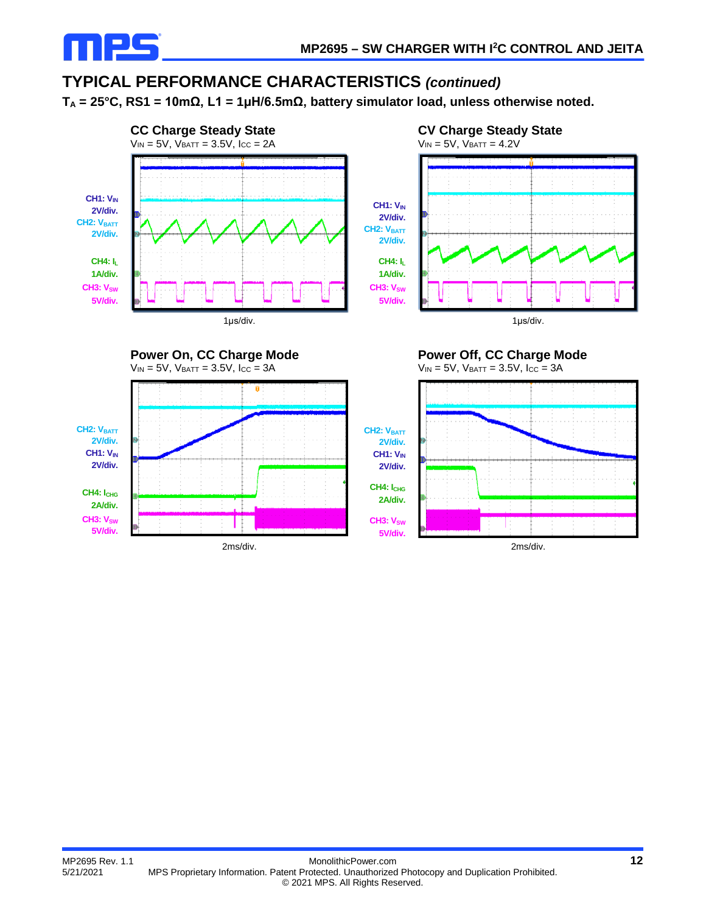## TYPICAL PERFORMANCE CHARACTERISTICS *(continued)*

**$T_A$ = 25°C, RS1 = 10mΩ, L1 = 1µH/6.5mΩ, battery simulator load, unless otherwise noted.**

**CC Charge Steady State**

$V_{IN}$ = 5V, $V_{BATT}$ = 3.5V, $I_{CC}$ = 2A

CH1: $V_{IN}$ 2V/div.
CH2: $V_{BATT}$ 2V/div.
CH4: $I_L$ 1A/div.
CH3: $V_{SW}$ 5V/div.

1µs/div.

**CV Charge Steady State**

$V_{IN}$ = 5V, $V_{BATT}$ = 4.2V

CH1: $V_{IN}$ 2V/div.
CH2: $V_{BATT}$ 2V/div.
CH4: $I_L$ 1A/div.
CH3: $V_{SW}$ 5V/div.

1µs/div.

**Power On, CC Charge Mode**

$V_{IN}$ = 5V, $V_{BATT}$ = 3.5V, $I_{CC}$ = 3A

CH2: $V_{BATT}$ 2V/div.
CH1: $V_{IN}$ 2V/div.
CH4: $I_{CHG}$ 2A/div.
CH3: $V_{SW}$ 5V/div.

2ms/div.

**Power Off, CC Charge Mode**

$V_{IN}$ = 5V, $V_{BATT}$ = 3.5V, $I_{CC}$ = 3A

CH2: $V_{BATT}$ 2V/div.
CH1: $V_{IN}$ 2V/div.
CH4: $I_{CHG}$ 2A/div.
CH3: $V_{SW}$ 5V/div.

2ms/div.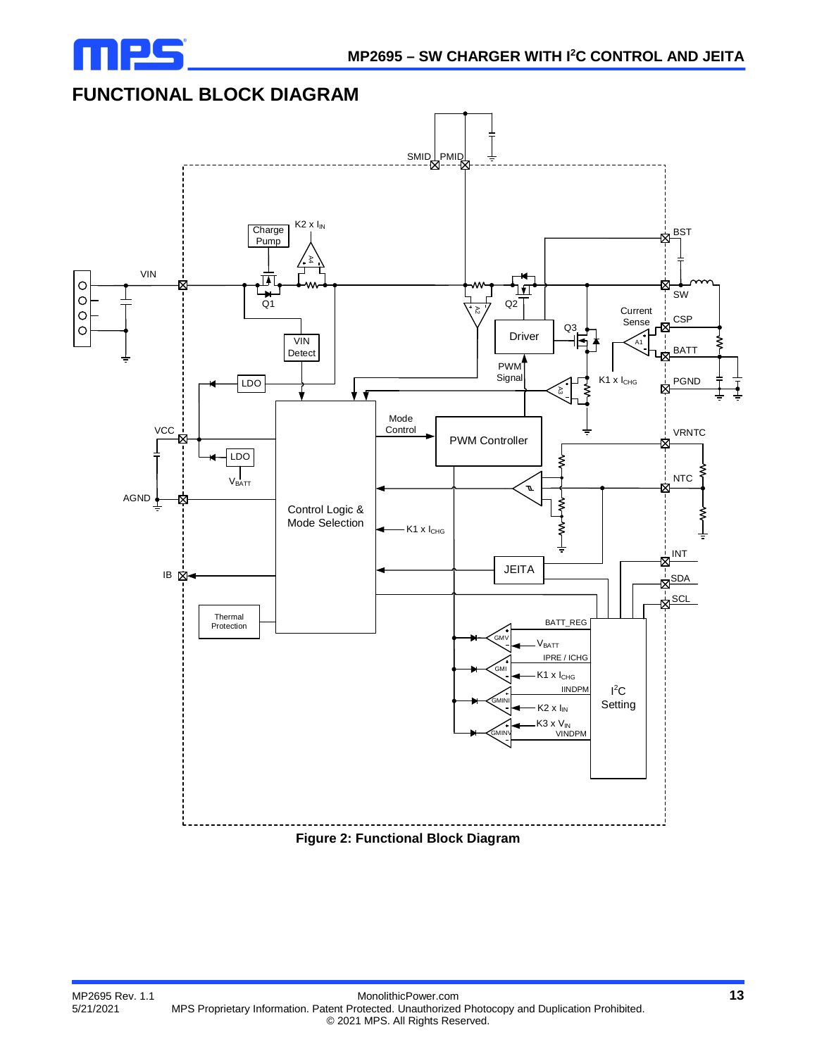## FUNCTIONAL BLOCK DIAGRAM

**Figure 2: Functional Block Diagram**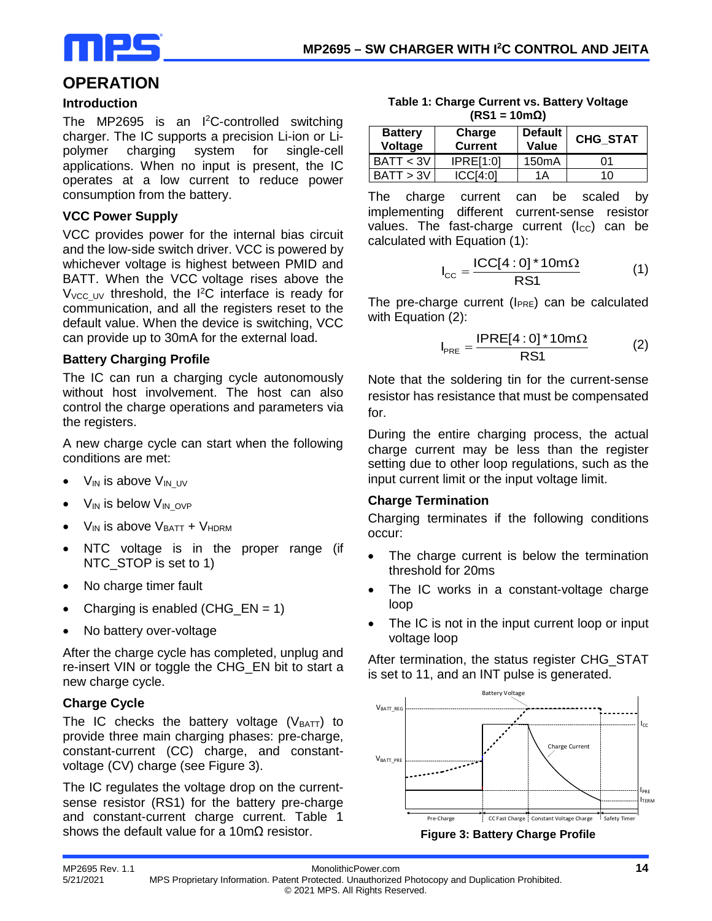## OPERATION

### Introduction

The MP2695 is an I²C-controlled switching charger. The IC supports a precision Li-ion or Li-polymer charging system for single-cell applications. When no input is present, the IC operates at a low current to reduce power consumption from the battery.

### VCC Power Supply

VCC provides power for the internal bias circuit and the low-side switch driver. VCC is powered by whichever voltage is highest between PMID and BATT. When the VCC voltage rises above the $V_{VCC\_UV}$ threshold, the I²C interface is ready for communication, and all the registers reset to the default value. When the device is switching, VCC can provide up to 30mA for the external load.

### Battery Charging Profile

The IC can run a charging cycle autonomously without host involvement. The host can also control the charge operations and parameters via the registers.

A new charge cycle can start when the following conditions are met:

- $V_{IN}$ is above $V_{IN\_UV}$
- $V_{IN}$ is below $V_{IN\_OVP}$
- $V_{IN}$ is above $V_{BATT}$ + $V_{HDRM}$
- NTC voltage is in the proper range (if NTC_STOP is set to 1)
- No charge timer fault
- Charging is enabled (CHG_EN = 1)
- No battery over-voltage

After the charge cycle has completed, unplug and re-insert VIN or toggle the CHG_EN bit to start a new charge cycle.

### Charge Cycle

The IC checks the battery voltage ($V_{BATT}$) to provide three main charging phases: pre-charge, constant-current (CC) charge, and constant-voltage (CV) charge (see Figure 3).

The IC regulates the voltage drop on the current-sense resistor (RS1) for the battery pre-charge and constant-current charge current. Table 1 shows the default value for a 10mΩ resistor.

**Table 1: Charge Current vs. Battery Voltage (RS1 = 10mΩ)**

| Battery Voltage | Charge Current | Default Value | CHG_STAT |
|---|---|---|---|
| BATT < 3V | IPRE[1:0] | 150mA | 01 |
| BATT > 3V | ICC[4:0] | 1A | 10 |

The charge current can be scaled by implementing different current-sense resistor values. The fast-charge current ($I_{CC}$) can be calculated with Equation (1):

$$I_{CC} = \frac{ICC[4:0] * 10m\Omega}{RS1} \quad (1)$$

The pre-charge current ($I_{PRE}$) can be calculated with Equation (2):

$$I_{PRE} = \frac{IPRE[4:0] * 10m\Omega}{RS1} \quad (2)$$

Note that the soldering tin for the current-sense resistor has resistance that must be compensated for.

During the entire charging process, the actual charge current may be less than the register setting due to other loop regulations, such as the input current limit or the input voltage limit.

### Charge Termination

Charging terminates if the following conditions occur:

- The charge current is below the termination threshold for 20ms
- The IC works in a constant-voltage charge loop
- The IC is not in the input current loop or input voltage loop

After termination, the status register CHG_STAT is set to 11, and an INT pulse is generated.

Figure 3: Battery Charge Profile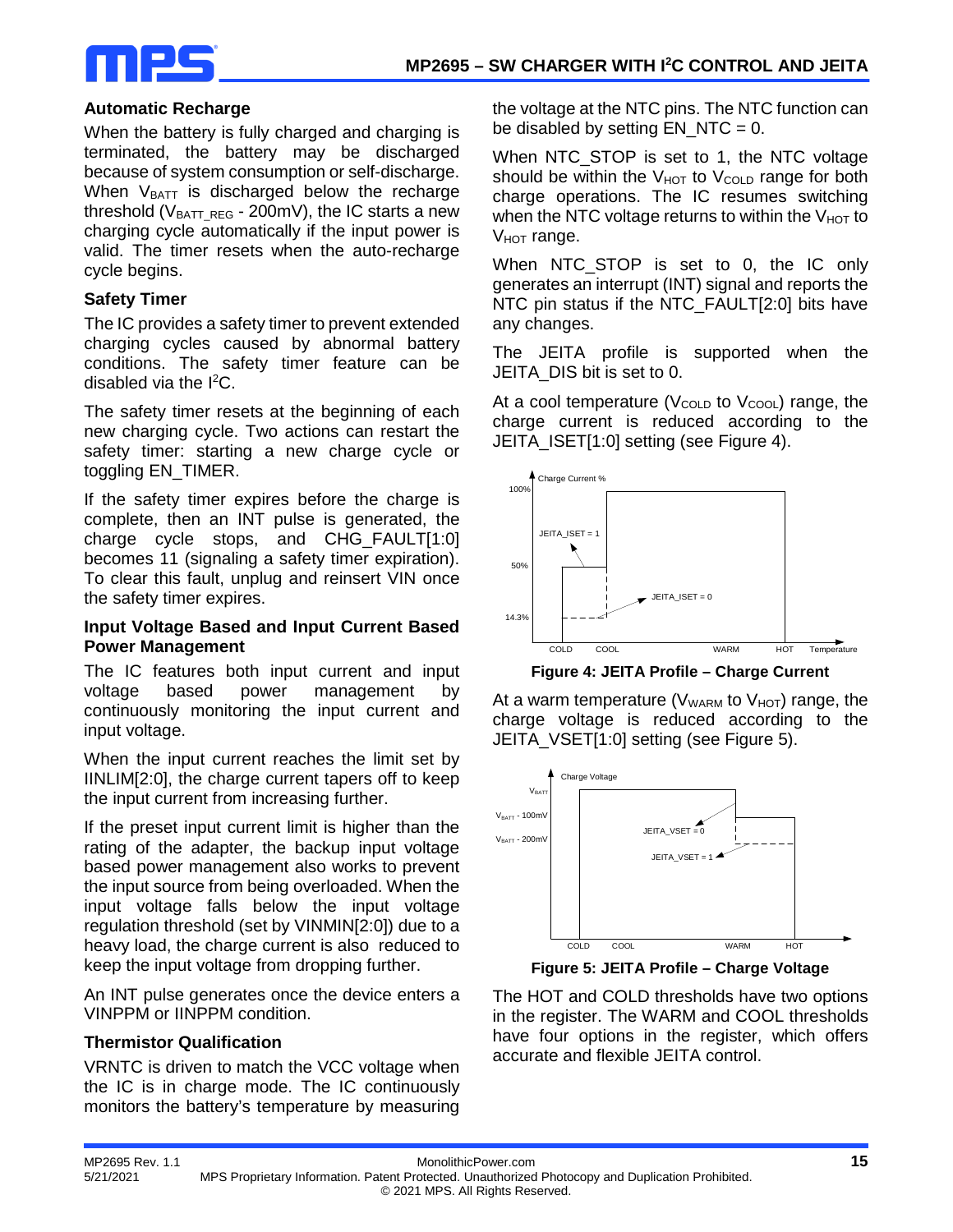### Automatic Recharge

When the battery is fully charged and charging is terminated, the battery may be discharged because of system consumption or self-discharge. When $V_{BATT}$ is discharged below the recharge threshold ($V_{BATT\_REG}$ - 200mV), the IC starts a new charging cycle automatically if the input power is valid. The timer resets when the auto-recharge cycle begins.

### Safety Timer

The IC provides a safety timer to prevent extended charging cycles caused by abnormal battery conditions. The safety timer feature can be disabled via the $I^2C$.

The safety timer resets at the beginning of each new charging cycle. Two actions can restart the safety timer: starting a new charge cycle or toggling EN_TIMER.

If the safety timer expires before the charge is complete, then an INT pulse is generated, the charge cycle stops, and CHG_FAULT[1:0] becomes 11 (signaling a safety timer expiration). To clear this fault, unplug and reinsert VIN once the safety timer expires.

### Input Voltage Based and Input Current Based Power Management

The IC features both input current and input voltage based power management by continuously monitoring the input current and input voltage.

When the input current reaches the limit set by IINLIM[2:0], the charge current tapers off to keep the input current from increasing further.

If the preset input current limit is higher than the rating of the adapter, the backup input voltage based power management also works to prevent the input source from being overloaded. When the input voltage falls below the input voltage regulation threshold (set by VINMIN[2:0]) due to a heavy load, the charge current is also reduced to keep the input voltage from dropping further.

An INT pulse generates once the device enters a VINPPM or IINPPM condition.

### Thermistor Qualification

VRNTC is driven to match the VCC voltage when the IC is in charge mode. The IC continuously monitors the battery's temperature by measuring the voltage at the NTC pins. The NTC function can be disabled by setting EN_NTC = 0.

When NTC_STOP is set to 1, the NTC voltage should be within the $V_{HOT}$ to $V_{COLD}$ range for both charge operations. The IC resumes switching when the NTC voltage returns to within the $V_{HOT}$ to $V_{HOT}$ range.

When NTC_STOP is set to 0, the IC only generates an interrupt (INT) signal and reports the NTC pin status if the NTC_FAULT[2:0] bits have any changes.

The JEITA profile is supported when the JEITA_DIS bit is set to 0.

At a cool temperature ($V_{COLD}$ to $V_{COOL}$) range, the charge current is reduced according to the JEITA_ISET[1:0] setting (see Figure 4).

**Figure 4: JEITA Profile – Charge Current**

At a warm temperature ($V_{WARM}$ to $V_{HOT}$) range, the charge voltage is reduced according to the JEITA_VSET[1:0] setting (see Figure 5).

**Figure 5: JEITA Profile – Charge Voltage**

The HOT and COLD thresholds have two options in the register. The WARM and COOL thresholds have four options in the register, which offers accurate and flexible JEITA control.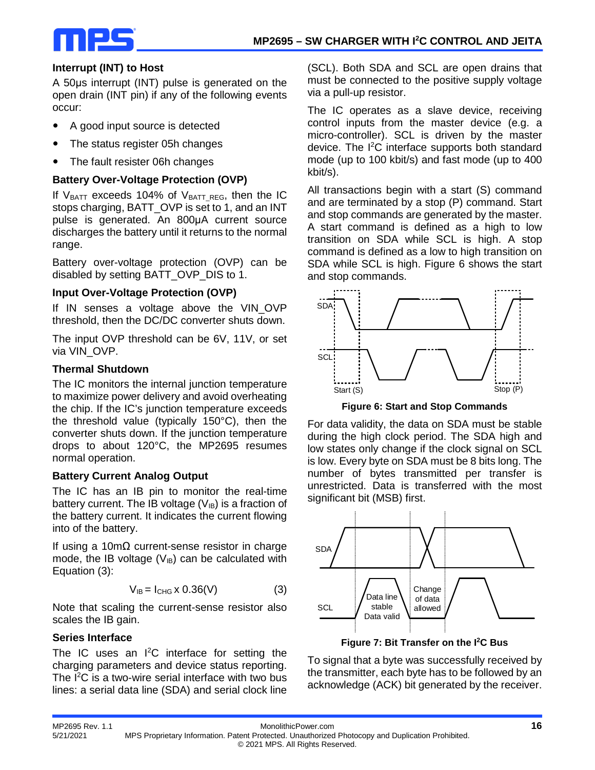### Interrupt (INT) to Host

A 50µs interrupt (INT) pulse is generated on the open drain (INT pin) if any of the following events occur:

- A good input source is detected
- The status register 05h changes
- The fault resister 06h changes

### Battery Over-Voltage Protection (OVP)

If $V_{BATT}$ exceeds 104% of $V_{BATT\_REG}$, then the IC stops charging, BATT_OVP is set to 1, and an INT pulse is generated. An 800µA current source discharges the battery until it returns to the normal range.

Battery over-voltage protection (OVP) can be disabled by setting BATT_OVP_DIS to 1.

### Input Over-Voltage Protection (OVP)

If IN senses a voltage above the VIN_OVP threshold, then the DC/DC converter shuts down.

The input OVP threshold can be 6V, 11V, or set via VIN_OVP.

### Thermal Shutdown

The IC monitors the internal junction temperature to maximize power delivery and avoid overheating the chip. If the IC's junction temperature exceeds the threshold value (typically 150°C), then the converter shuts down. If the junction temperature drops to about 120°C, the MP2695 resumes normal operation.

### Battery Current Analog Output

The IC has an IB pin to monitor the real-time battery current. The IB voltage ($V_{IB}$) is a fraction of the battery current. It indicates the current flowing into of the battery.

If using a 10mΩ current-sense resistor in charge mode, the IB voltage ($V_{IB}$) can be calculated with Equation (3):

$$V_{IB} = I_{CHG} \times 0.36(V) \quad (3)$$

Note that scaling the current-sense resistor also scales the IB gain.

### Series Interface

The IC uses an $I^2C$ interface for setting the charging parameters and device status reporting. The $I^2C$ is a two-wire serial interface with two bus lines: a serial data line (SDA) and serial clock line (SCL). Both SDA and SCL are open drains that must be connected to the positive supply voltage via a pull-up resistor.

The IC operates as a slave device, receiving control inputs from the master device (e.g. a micro-controller). SCL is driven by the master device. The $I^2C$ interface supports both standard mode (up to 100 kbit/s) and fast mode (up to 400 kbit/s).

All transactions begin with a start (S) command and are terminated by a stop (P) command. Start and stop commands are generated by the master. A start command is defined as a high to low transition on SDA while SCL is high. A stop command is defined as a low to high transition on SDA while SCL is high. Figure 6 shows the start and stop commands.

**Figure 6: Start and Stop Commands**

For data validity, the data on SDA must be stable during the high clock period. The SDA high and low states only change if the clock signal on SCL is low. Every byte on SDA must be 8 bits long. The number of bytes transmitted per transfer is unrestricted. Data is transferred with the most significant bit (MSB) first.

**Figure 7: Bit Transfer on the $I^2C$ Bus**

To signal that a byte was successfully received by the transmitter, each byte has to be followed by an acknowledge (ACK) bit generated by the receiver.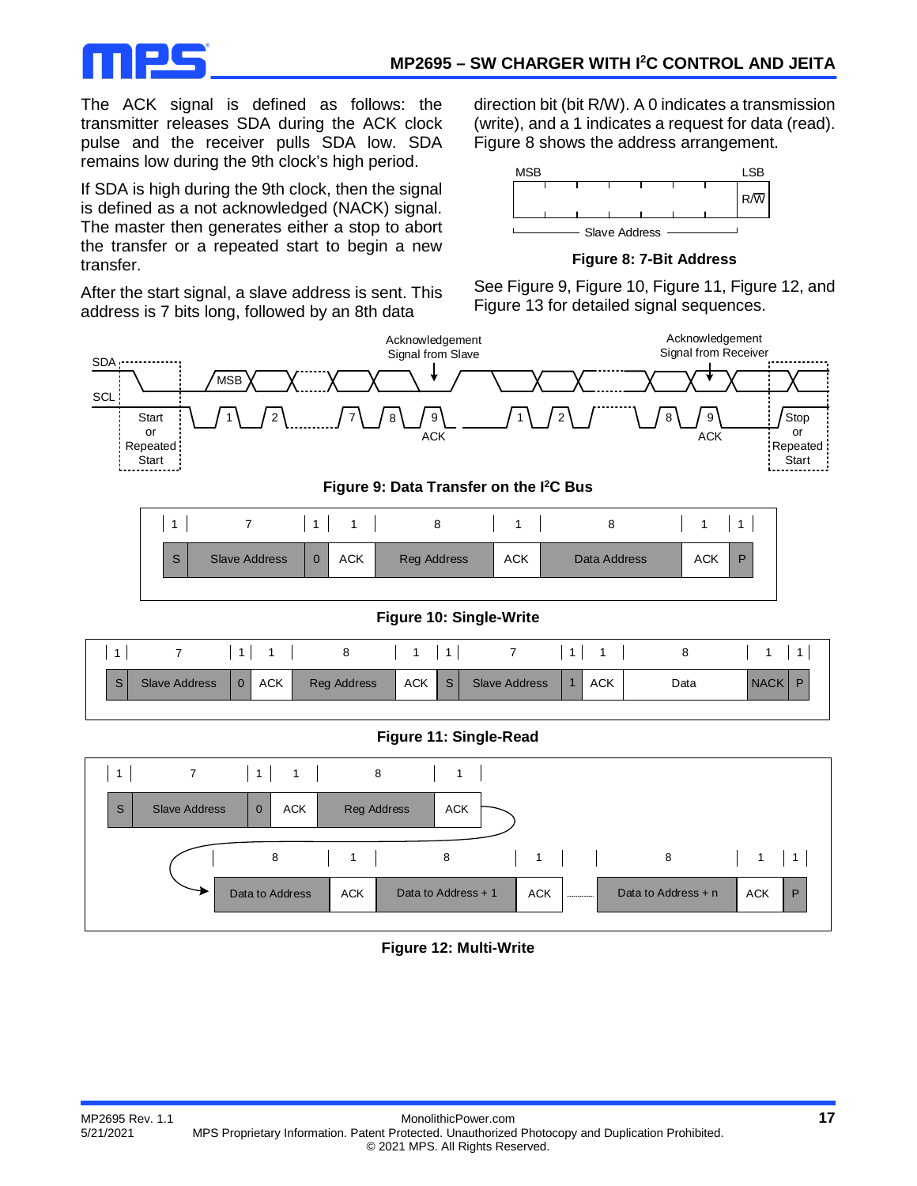The ACK signal is defined as follows: the transmitter releases SDA during the ACK clock pulse and the receiver pulls SDA low. SDA remains low during the 9th clock's high period.

If SDA is high during the 9th clock, then the signal is defined as a not acknowledged (NACK) signal. The master then generates either a stop to abort the transfer or a repeated start to begin a new transfer.

After the start signal, a slave address is sent. This address is 7 bits long, followed by an 8th data direction bit (bit R/W). A 0 indicates a transmission (write), and a 1 indicates a request for data (read). Figure 8 shows the address arrangement.

**Figure 8: 7-Bit Address**

See Figure 9, Figure 10, Figure 11, Figure 12, and Figure 13 for detailed signal sequences.

**Figure 9: Data Transfer on the I²C Bus**

| 1 | 7 | 1 | 1 | 8 | 1 | 8 | 1 | 1 |
|---|---|---|---|---|---|---|---|---|
| S | Slave Address | 0 | ACK | Reg Address | ACK | Data Address | ACK | P |

**Figure 10: Single-Write**

| 1 | 7 | 1 | 1 | 8 | 1 | 1 | 7 | 1 | 1 | 8 | 1 | 1 |
|---|---|---|---|---|---|---|---|---|---|---|---|---|
| S | Slave Address | 0 | ACK | Reg Address | ACK | S | Slave Address | 1 | ACK | Data | NACK | P |

**Figure 11: Single-Read**

| 1 | 7 | 1 | 1 | 8 | 1 |
|---|---|---|---|---|---|
| S | Slave Address | 0 | ACK | Reg Address | ACK |

| 8 | 1 | 8 | 1 | | 8 | 1 | 1 |
|---|---|---|---|---|---|---|---|
| Data to Address | ACK | Data to Address + 1 | ACK | ... | Data to Address + n | ACK | P |

**Figure 12: Multi-Write**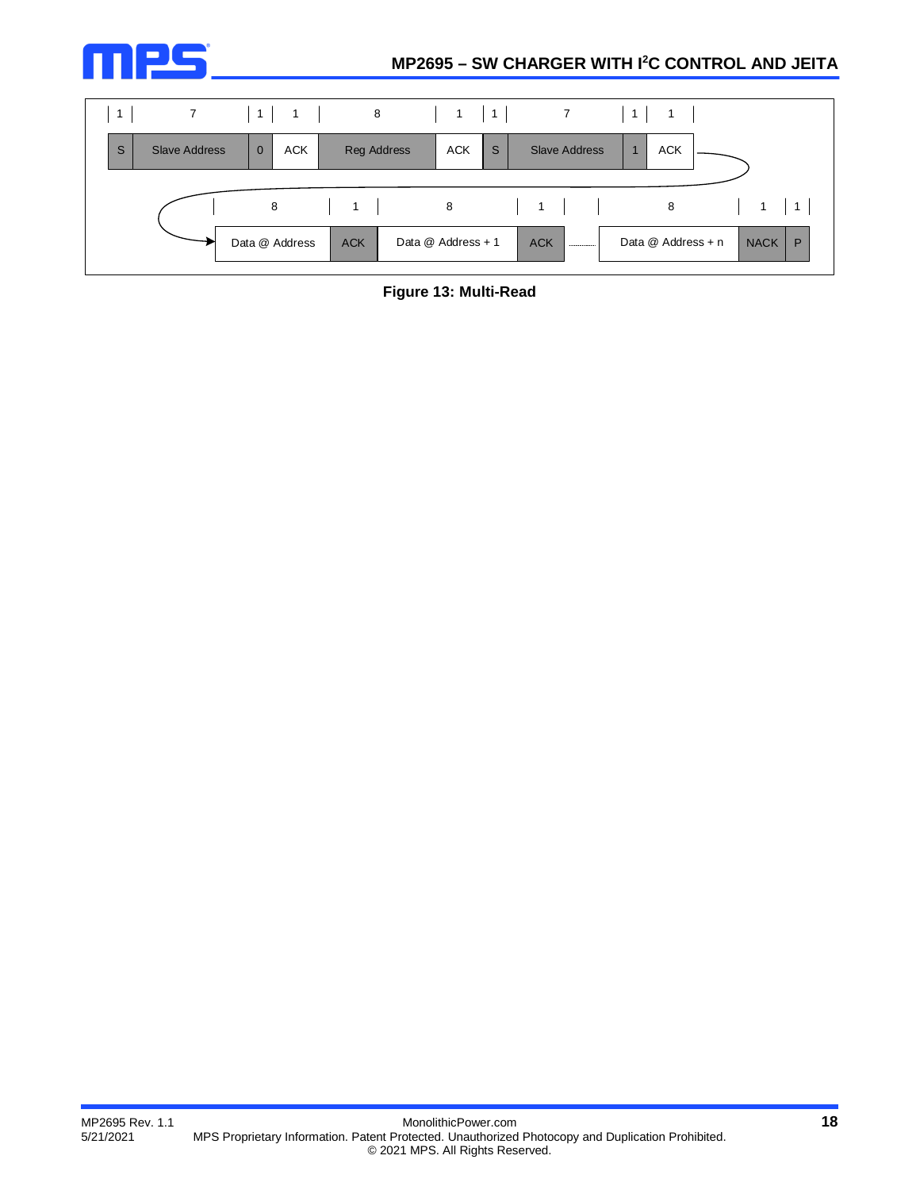| 1 | 7 | 1 | 1 | 8 | 1 | 1 | 7 | 1 | 1 |
|---|---|---|---|---|---|---|---|---|---|
| S | Slave Address | 0 | ACK | Reg Address | ACK | S | Slave Address | 1 | ACK |

| 8 | 1 | 8 | 1 | | 8 | 1 | 1 |
|---|---|---|---|---|---|---|---|
| Data @ Address | ACK | Data @ Address + 1 | ACK | ........... | Data @ Address + n | NACK | P |

**Figure 13: Multi-Read**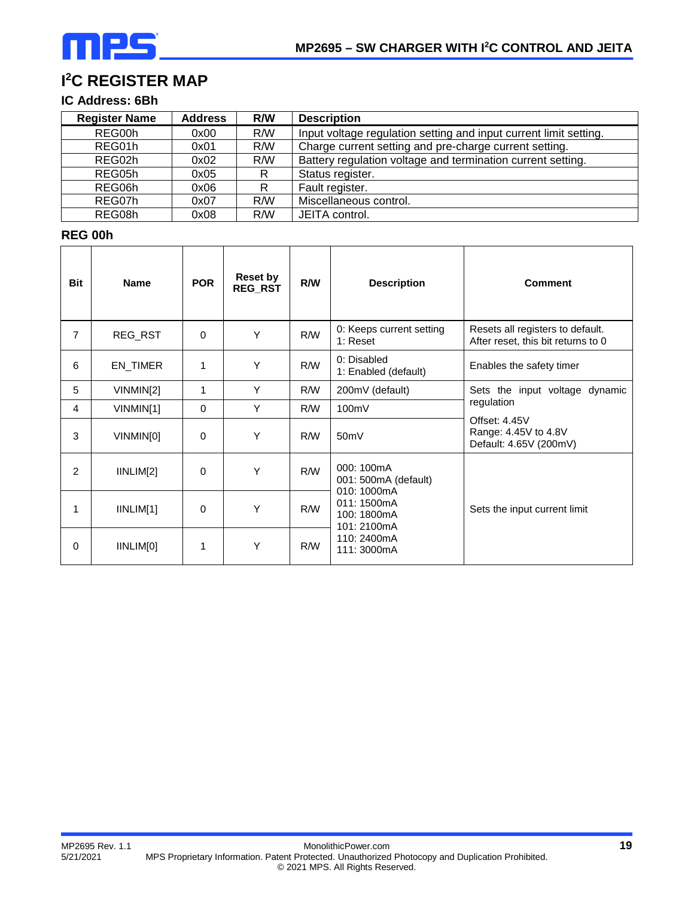# $I^2C$ REGISTER MAP

### IC Address: 6Bh

| Register Name | Address | R/W | Description |
|---|---|---|---|
| REG00h | 0x00 | R/W | Input voltage regulation setting and input current limit setting. |
| REG01h | 0x01 | R/W | Charge current setting and pre-charge current setting. |
| REG02h | 0x02 | R/W | Battery regulation voltage and termination current setting. |
| REG05h | 0x05 | R | Status register. |
| REG06h | 0x06 | R | Fault register. |
| REG07h | 0x07 | R/W | Miscellaneous control. |
| REG08h | 0x08 | R/W | JEITA control. |

### REG 00h

| Bit | Name | POR | Reset by REG_RST | R/W | Description | Comment |
|---|---|---|---|---|---|---|
| 7 | REG_RST | 0 | Y | R/W | 0: Keeps current setting<br>1: Reset | Resets all registers to default. After reset, this bit returns to 0 |
| 6 | EN_TIMER | 1 | Y | R/W | 0: Disabled<br>1: Enabled (default) | Enables the safety timer |
| 5 | VINMIN[2] | 1 | Y | R/W | 200mV (default) | Sets the input voltage dynamic regulation<br>Offset: 4.45V<br>Range: 4.45V to 4.8V<br>Default: 4.65V (200mV) |
| 4 | VINMIN[1] | 0 | Y | R/W | 100mV | |
| 3 | VINMIN[0] | 0 | Y | R/W | 50mV | |
| 2 | IINLIM[2] | 0 | Y | R/W | 000: 100mA<br>001: 500mA (default)<br>010: 1000mA<br>011: 1500mA<br>100: 1800mA<br>101: 2100mA<br>110: 2400mA<br>111: 3000mA | Sets the input current limit |
| 1 | IINLIM[1] | 0 | Y | R/W | | |
| 0 | IINLIM[0] | 1 | Y | R/W | | |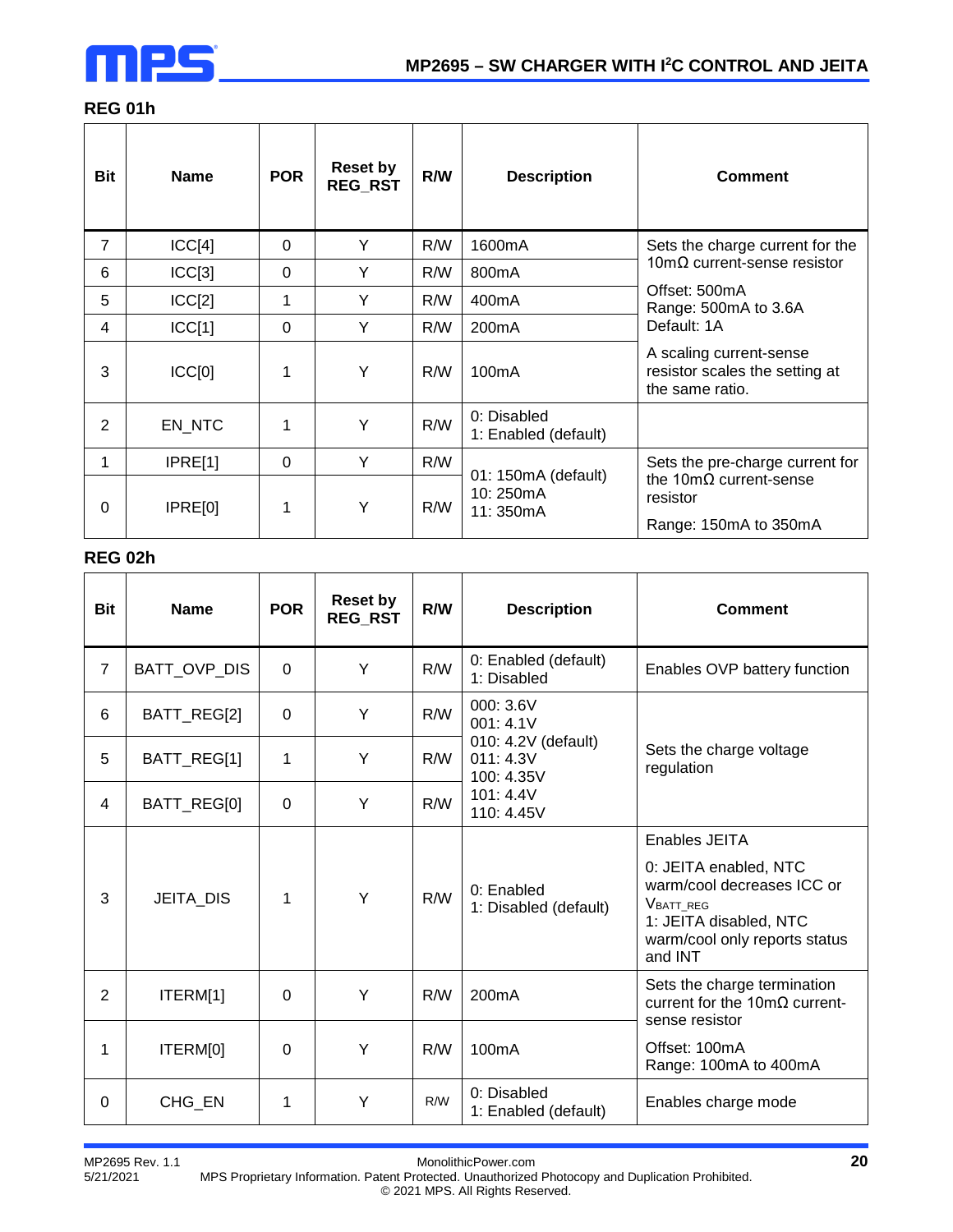### REG 01h

| Bit | Name | POR | Reset by REG_RST | R/W | Description | Comment |
|---|---|---|---|---|---|---|
| 7 | ICC[4] | 0 | Y | R/W | 1600mA | Sets the charge current for the 10mΩ current-sense resistor<br><br>Offset: 500mA<br>Range: 500mA to 3.6A<br>Default: 1A<br><br>A scaling current-sense resistor scales the setting at the same ratio. |
| 6 | ICC[3] | 0 | Y | R/W | 800mA | |
| 5 | ICC[2] | 1 | Y | R/W | 400mA | |
| 4 | ICC[1] | 0 | Y | R/W | 200mA | |
| 3 | ICC[0] | 1 | Y | R/W | 100mA | |
| 2 | EN_NTC | 1 | Y | R/W | 0: Disabled<br>1: Enabled (default) | |
| 1 | IPRE[1] | 0 | Y | R/W | 01: 150mA (default)<br>10: 250mA<br>11: 350mA | Sets the pre-charge current for the 10mΩ current-sense resistor<br><br>Range: 150mA to 350mA |
| 0 | IPRE[0] | 1 | Y | R/W | | |

### REG 02h

| Bit | Name | POR | Reset by REG_RST | R/W | Description | Comment |
|---|---|---|---|---|---|---|
| 7 | BATT_OVP_DIS | 0 | Y | R/W | 0: Enabled (default)<br>1: Disabled | Enables OVP battery function |
| 6 | BATT_REG[2] | 0 | Y | R/W | 000: 3.6V<br>001: 4.1V<br>010: 4.2V (default)<br>011: 4.3V<br>100: 4.35V<br>101: 4.4V<br>110: 4.45V | Sets the charge voltage regulation |
| 5 | BATT_REG[1] | 1 | Y | R/W | | |
| 4 | BATT_REG[0] | 0 | Y | R/W | | |
| 3 | JEITA_DIS | 1 | Y | R/W | 0: Enabled<br>1: Disabled (default) | Enables JEITA<br><br>0: JEITA enabled, NTC warm/cool decreases ICC or $V_{BATT\_REG}$<br>1: JEITA disabled, NTC warm/cool only reports status and INT |
| 2 | ITERM[1] | 0 | Y | R/W | 200mA | Sets the charge termination current for the 10mΩ current-sense resistor<br><br>Offset: 100mA<br>Range: 100mA to 400mA |
| 1 | ITERM[0] | 0 | Y | R/W | 100mA | |
| 0 | CHG_EN | 1 | Y | R/W | 0: Disabled<br>1: Enabled (default) | Enables charge mode |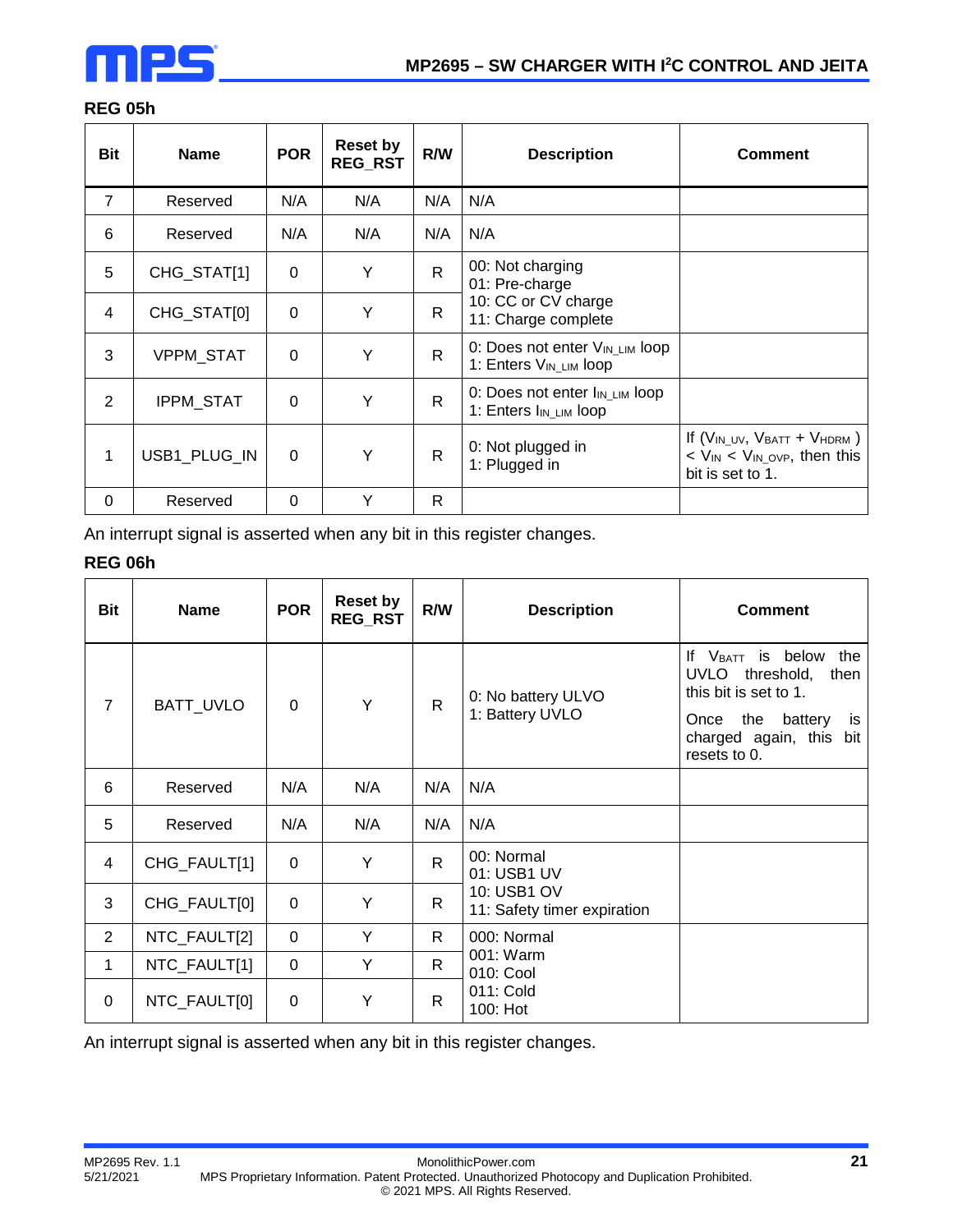### REG 05h

| Bit | Name | POR | Reset by REG_RST | R/W | Description | Comment |
|---|---|---|---|---|---|---|
| 7 | Reserved | N/A | N/A | N/A | N/A | |
| 6 | Reserved | N/A | N/A | N/A | N/A | |
| 5 | CHG_STAT[1] | 0 | Y | R | 00: Not charging<br>01: Pre-charge<br>10: CC or CV charge<br>11: Charge complete | |
| 4 | CHG_STAT[0] | 0 | Y | R | | |
| 3 | VPPM_STAT | 0 | Y | R | 0: Does not enter $V_{IN\_LIM}$ loop<br>1: Enters $V_{IN\_LIM}$ loop | |
| 2 | IPPM_STAT | 0 | Y | R | 0: Does not enter $I_{IN\_LIM}$ loop<br>1: Enters $I_{IN\_LIM}$ loop | |
| 1 | USB1_PLUG_IN | 0 | Y | R | 0: Not plugged in<br>1: Plugged in | If ($V_{IN\_UV}$, $V_{BATT}$ + $V_{HDRM}$ ) < $V_{IN}$ < $V_{IN\_OVP}$, then this bit is set to 1. |
| 0 | Reserved | 0 | Y | R | | |

An interrupt signal is asserted when any bit in this register changes.

### REG 06h

| Bit | Name | POR | Reset by REG_RST | R/W | Description | Comment |
|---|---|---|---|---|---|---|
| 7 | BATT_UVLO | 0 | Y | R | 0: No battery ULVO<br>1: Battery UVLO | If $V_{BATT}$ is below the UVLO threshold, then this bit is set to 1.<br>Once the battery is charged again, this bit resets to 0. |
| 6 | Reserved | N/A | N/A | N/A | N/A | |
| 5 | Reserved | N/A | N/A | N/A | N/A | |
| 4 | CHG_FAULT[1] | 0 | Y | R | 00: Normal<br>01: USB1 UV<br>10: USB1 OV<br>11: Safety timer expiration | |
| 3 | CHG_FAULT[0] | 0 | Y | R | | |
| 2 | NTC_FAULT[2] | 0 | Y | R | 000: Normal<br>001: Warm<br>010: Cool<br>011: Cold<br>100: Hot | |
| 1 | NTC_FAULT[1] | 0 | Y | R | | |
| 0 | NTC_FAULT[0] | 0 | Y | R | | |

An interrupt signal is asserted when any bit in this register changes.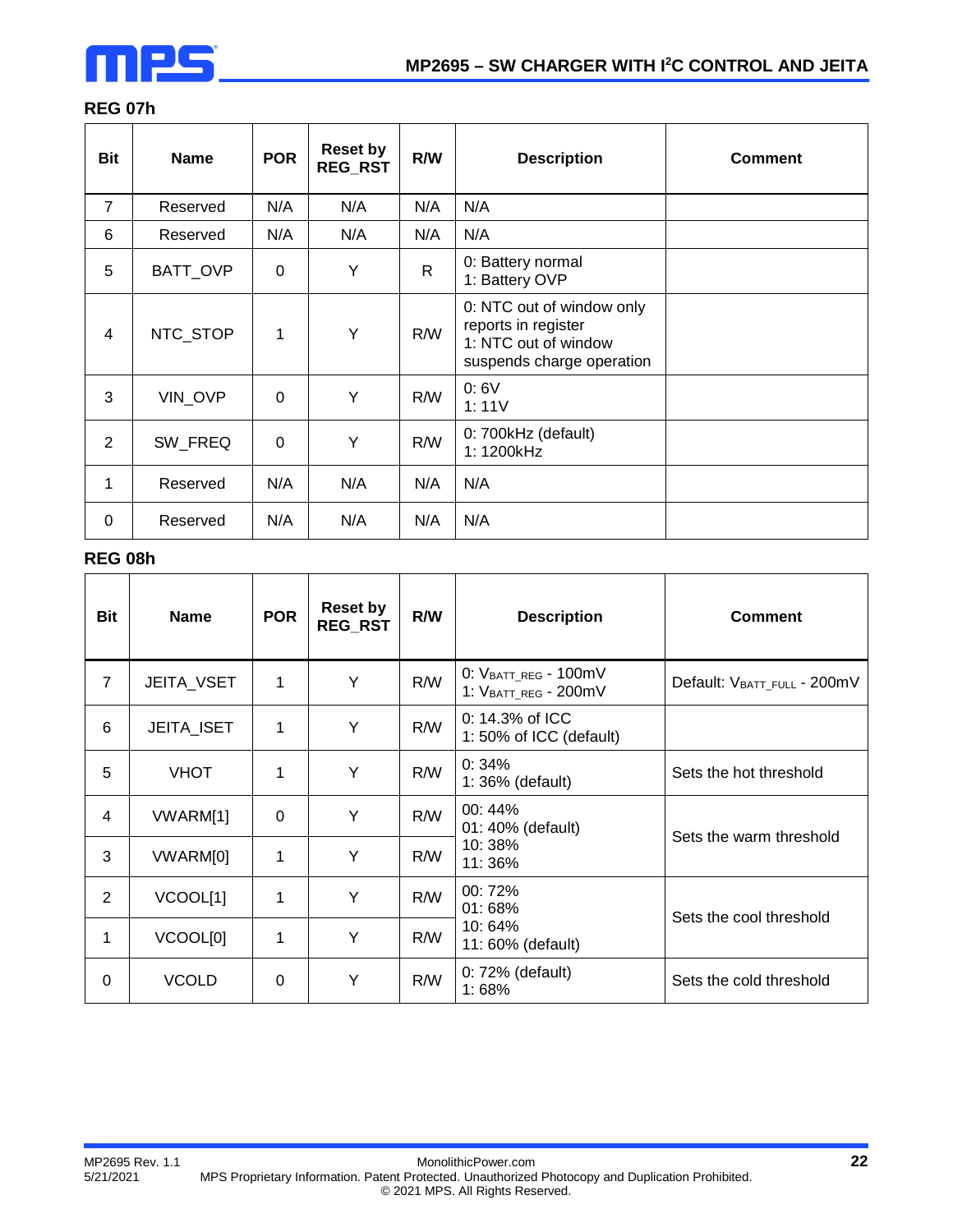### REG 07h

| Bit | Name | POR | Reset by REG_RST | R/W | Description | Comment |
|---|---|---|---|---|---|---|
| 7 | Reserved | N/A | N/A | N/A | N/A | |
| 6 | Reserved | N/A | N/A | N/A | N/A | |
| 5 | BATT_OVP | 0 | Y | R | 0: Battery normal<br>1: Battery OVP | |
| 4 | NTC_STOP | 1 | Y | R/W | 0: NTC out of window only reports in register<br>1: NTC out of window suspends charge operation | |
| 3 | VIN_OVP | 0 | Y | R/W | 0: 6V<br>1: 11V | |
| 2 | SW_FREQ | 0 | Y | R/W | 0: 700kHz (default)<br>1: 1200kHz | |
| 1 | Reserved | N/A | N/A | N/A | N/A | |
| 0 | Reserved | N/A | N/A | N/A | N/A | |

### REG 08h

| Bit | Name | POR | Reset by REG_RST | R/W | Description | Comment |
|---|---|---|---|---|---|---|
| 7 | JEITA_VSET | 1 | Y | R/W | 0: $V_{BATT\_REG}$ - 100mV<br>1: $V_{BATT\_REG}$ - 200mV | Default: $V_{BATT\_FULL}$ - 200mV |
| 6 | JEITA_ISET | 1 | Y | R/W | 0: 14.3% of ICC<br>1: 50% of ICC (default) | |
| 5 | VHOT | 1 | Y | R/W | 0: 34%<br>1: 36% (default) | Sets the hot threshold |
| 4 | VWARM[1] | 0 | Y | R/W | 00: 44%<br>01: 40% (default)<br>10: 38%<br>11: 36% | Sets the warm threshold |
| 3 | VWARM[0] | 1 | Y | R/W | | |
| 2 | VCOOL[1] | 1 | Y | R/W | 00: 72%<br>01: 68%<br>10: 64%<br>11: 60% (default) | Sets the cool threshold |
| 1 | VCOOL[0] | 1 | Y | R/W | | |
| 0 | VCOLD | 0 | Y | R/W | 0: 72% (default)<br>1: 68% | Sets the cold threshold |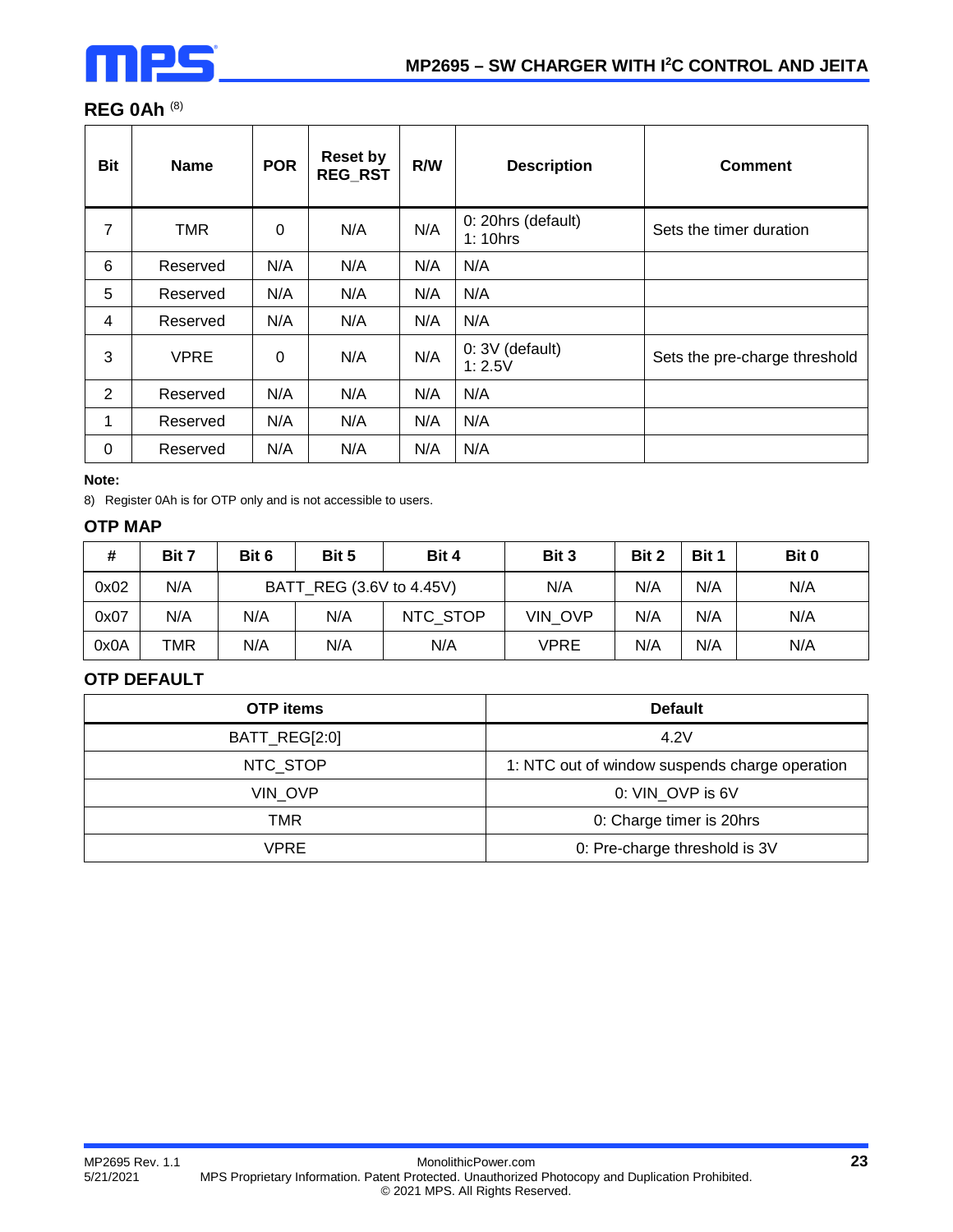## REG 0Ah [8]

| Bit | Name | POR | Reset by REG_RST | R/W | Description | Comment |
|---|---|---|---|---|---|---|
| 7 | TMR | 0 | N/A | N/A | 0: 20hrs (default)<br>1: 10hrs | Sets the timer duration |
| 6 | Reserved | N/A | N/A | N/A | N/A | |
| 5 | Reserved | N/A | N/A | N/A | N/A | |
| 4 | Reserved | N/A | N/A | N/A | N/A | |
| 3 | VPRE | 0 | N/A | N/A | 0: 3V (default)<br>1: 2.5V | Sets the pre-charge threshold |
| 2 | Reserved | N/A | N/A | N/A | N/A | |
| 1 | Reserved | N/A | N/A | N/A | N/A | |
| 0 | Reserved | N/A | N/A | N/A | N/A | |

**Note:**

8) Register 0Ah is for OTP only and is not accessible to users.

### OTP MAP

| # | Bit 7 | Bit 6 | Bit 5 | Bit 4 | Bit 3 | Bit 2 | Bit 1 | Bit 0 |
|---|---|---|---|---|---|---|---|---|
| 0x02 | N/A | BATT_REG (3.6V to 4.45V) | | | N/A | N/A | N/A | N/A |
| 0x07 | N/A | N/A | N/A | NTC_STOP | VIN_OVP | N/A | N/A | N/A |
| 0x0A | TMR | N/A | N/A | N/A | VPRE | N/A | N/A | N/A |

### OTP DEFAULT

| OTP items | Default |
|---|---|
| BATT_REG[2:0] | 4.2V |
| NTC_STOP | 1: NTC out of window suspends charge operation |
| VIN_OVP | 0: VIN_OVP is 6V |
| TMR | 0: Charge timer is 20hrs |
| VPRE | 0: Pre-charge threshold is 3V |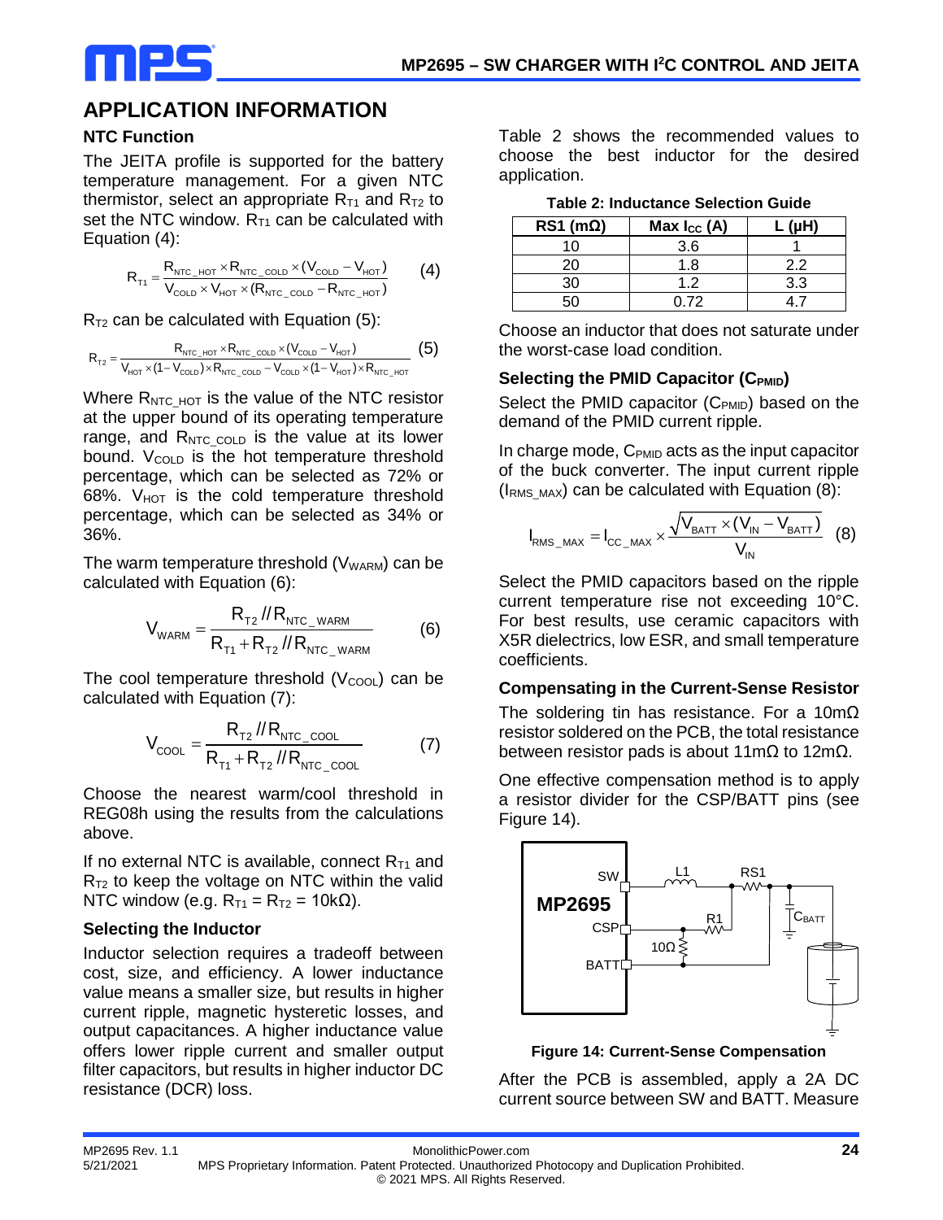## APPLICATION INFORMATION

### NTC Function

The JEITA profile is supported for the battery temperature management. For a given NTC thermistor, select an appropriate $R_{T1}$ and $R_{T2}$ to set the NTC window. $R_{T1}$ can be calculated with Equation (4):

$$R_{T1} = \frac{R_{NTC\_HOT} \times R_{NTC\_COLD} \times (V_{COLD} - V_{HOT})}{V_{COLD} \times V_{HOT} \times (R_{NTC\_COLD} - R_{NTC\_HOT})} \quad (4)$$

$R_{T2}$ can be calculated with Equation (5):

$$R_{T2} = \frac{R_{NTC\_HOT} \times R_{NTC\_COLD} \times (V_{COLD} - V_{HOT})}{V_{HOT} \times (1 - V_{COLD}) \times R_{NTC\_COLD} - V_{COLD} \times (1 - V_{HOT}) \times R_{NTC\_HOT}} \quad (5)$$

Where $R_{NTC\_HOT}$ is the value of the NTC resistor at the upper bound of its operating temperature range, and $R_{NTC\_COLD}$ is the value at its lower bound. $V_{COLD}$ is the hot temperature threshold percentage, which can be selected as 72% or 68%. $V_{HOT}$ is the cold temperature threshold percentage, which can be selected as 34% or 36%.

The warm temperature threshold ($V_{WARM}$) can be calculated with Equation (6):

$$V_{WARM} = \frac{R_{T2} // R_{NTC\_WARM}}{R_{T1} + R_{T2} // R_{NTC\_WARM}} \quad (6)$$

The cool temperature threshold ($V_{COOL}$) can be calculated with Equation (7):

$$V_{COOL} = \frac{R_{T2} // R_{NTC\_COOL}}{R_{T1} + R_{T2} // R_{NTC\_COOL}} \quad (7)$$

Choose the nearest warm/cool threshold in REG08h using the results from the calculations above.

If no external NTC is available, connect $R_{T1}$ and $R_{T2}$ to keep the voltage on NTC within the valid NTC window (e.g. $R_{T1} = R_{T2} = 10\text{k}\Omega$).

### Selecting the Inductor

Inductor selection requires a tradeoff between cost, size, and efficiency. A lower inductance value means a smaller size, but results in higher current ripple, magnetic hysteretic losses, and output capacitances. A higher inductance value offers lower ripple current and smaller output filter capacitors, but results in higher inductor DC resistance (DCR) loss.

Table 2 shows the recommended values to choose the best inductor for the desired application.

**Table 2: Inductance Selection Guide**

| RS1 (mΩ) | Max $I_{CC}$ (A) | L (µH) |
|---|---|---|
| 10 | 3.6 | 1 |
| 20 | 1.8 | 2.2 |
| 30 | 1.2 | 3.3 |
| 50 | 0.72 | 4.7 |

Choose an inductor that does not saturate under the worst-case load condition.

### Selecting the PMID Capacitor ($C_{PMID}$)

Select the PMID capacitor ($C_{PMID}$) based on the demand of the PMID current ripple.

In charge mode, $C_{PMID}$ acts as the input capacitor of the buck converter. The input current ripple ($I_{RMS\_MAX}$) can be calculated with Equation (8):

$$I_{RMS\_MAX} = I_{CC\_MAX} \times \frac{\sqrt{V_{BATT} \times (V_{IN} - V_{BATT})}}{V_{IN}} \quad (8)$$

Select the PMID capacitors based on the ripple current temperature rise not exceeding 10°C. For best results, use ceramic capacitors with X5R dielectrics, low ESR, and small temperature coefficients.

### Compensating in the Current-Sense Resistor

The soldering tin has resistance. For a 10mΩ resistor soldered on the PCB, the total resistance between resistor pads is about 11mΩ to 12mΩ.

One effective compensation method is to apply a resistor divider for the CSP/BATT pins (see Figure 14).

**Figure 14: Current-Sense Compensation**

After the PCB is assembled, apply a 2A DC current source between SW and BATT. Measure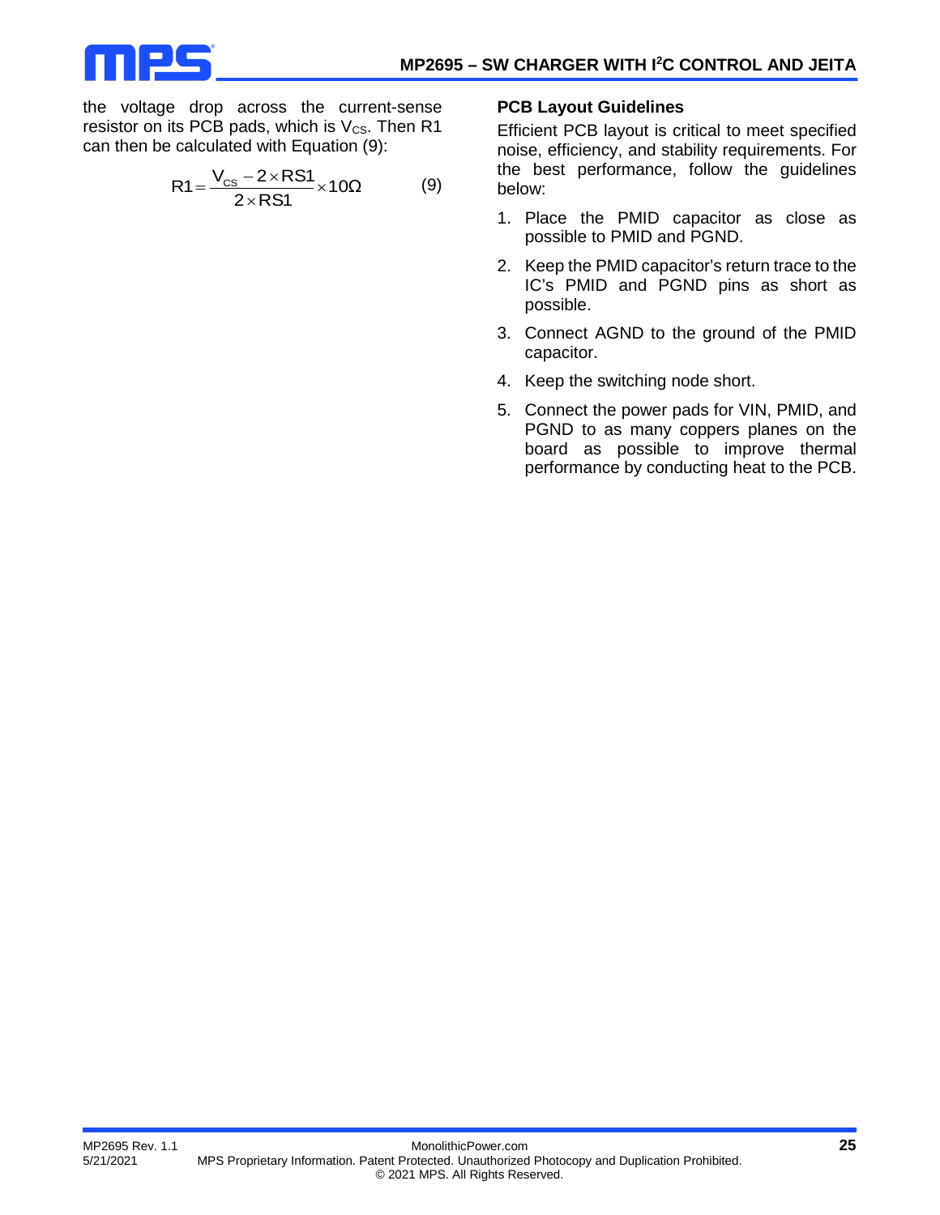the voltage drop across the current-sense resistor on its PCB pads, which is $V_{CS}$. Then R1 can then be calculated with Equation (9):

$$R1 = \frac{V_{CS} - 2 \times RS1}{2 \times RS1} \times 10\Omega \tag{9}$$

### PCB Layout Guidelines

Efficient PCB layout is critical to meet specified noise, efficiency, and stability requirements. For the best performance, follow the guidelines below:

1. Place the PMID capacitor as close as possible to PMID and PGND.
2. Keep the PMID capacitor's return trace to the IC's PMID and PGND pins as short as possible.
3. Connect AGND to the ground of the PMID capacitor.
4. Keep the switching node short.
5. Connect the power pads for VIN, PMID, and PGND to as many coppers planes on the board as possible to improve thermal performance by conducting heat to the PCB.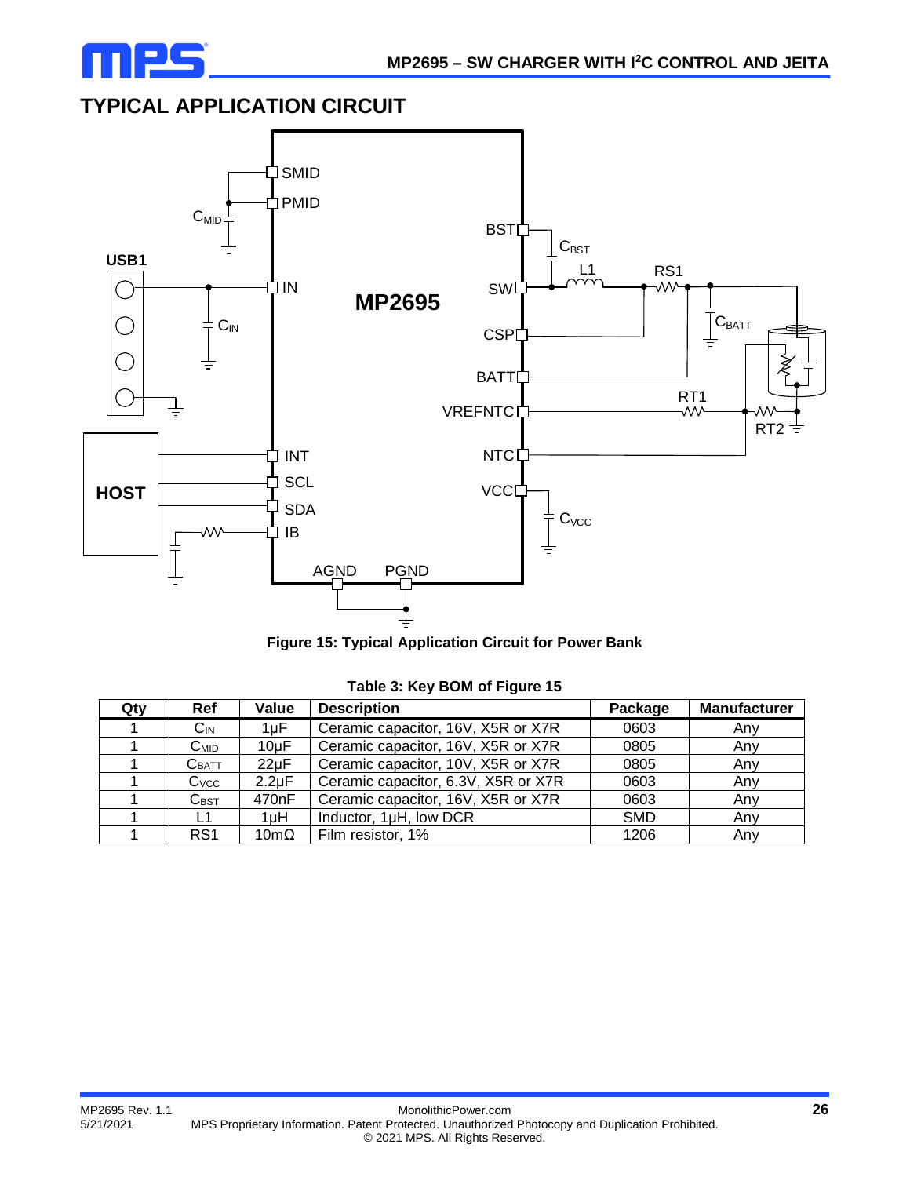## TYPICAL APPLICATION CIRCUIT

Figure 15: Typical Application Circuit for Power Bank

**Table 3: Key BOM of Figure 15**

| Qty | Ref | Value | Description | Package | Manufacturer |
|---|---|---|---|---|---|
| 1 | $C_{IN}$ | 1µF | Ceramic capacitor, 16V, X5R or X7R | 0603 | Any |
| 1 | $C_{MID}$ | 10µF | Ceramic capacitor, 16V, X5R or X7R | 0805 | Any |
| 1 | $C_{BATT}$ | 22µF | Ceramic capacitor, 10V, X5R or X7R | 0805 | Any |
| 1 | $C_{VCC}$ | 2.2µF | Ceramic capacitor, 6.3V, X5R or X7R | 0603 | Any |
| 1 | $C_{BST}$ | 470nF | Ceramic capacitor, 16V, X5R or X7R | 0603 | Any |
| 1 | L1 | 1µH | Inductor, 1µH, low DCR | SMD | Any |
| 1 | RS1 | 10mΩ | Film resistor, 1% | 1206 | Any |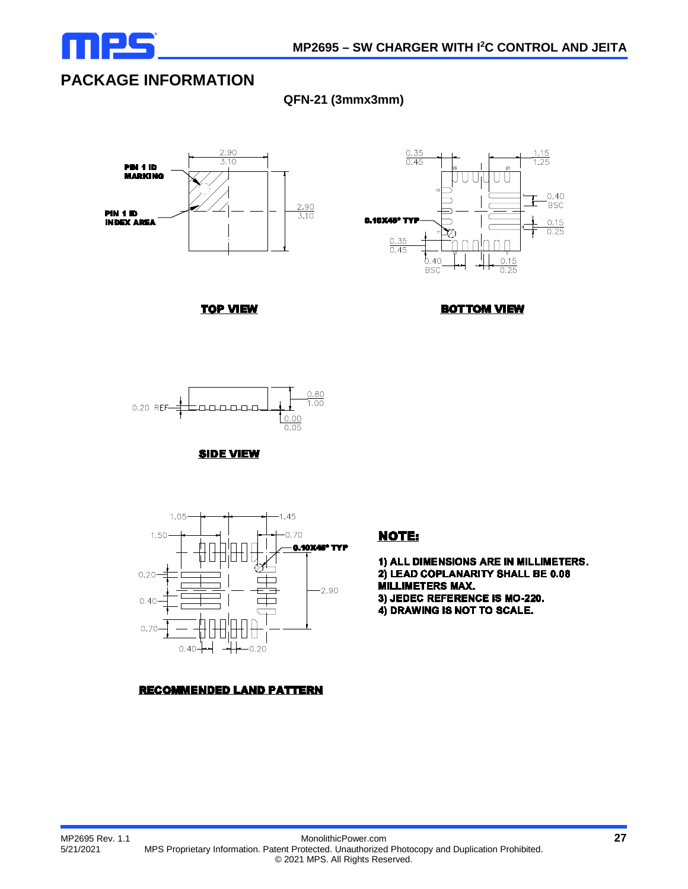## PACKAGE INFORMATION

**QFN-21 (3mmx3mm)**

PIN 1 ID MARKING

PIN 1 ID INDEX AREA

2.90
3.10

2.90
3.10

**TOP VIEW**

0.35
0.45

1.15
1.25

0.40
BSC

0.15
0.25

0.10X45° TYP

0.35
0.45

0.40
BSC

0.15
0.25

**BOTTOM VIEW**

0.20 REF

0.80
1.00

0.00
0.05

**SIDE VIEW**

1.05

1.45

1.50

0.70

0.10X45° TYP

0.20

2.90

0.40

0.70

0.40

0.20

**RECOMMENDED LAND PATTERN**

**NOTE:**

1) ALL DIMENSIONS ARE IN MILLIMETERS.
2) LEAD COPLANARITY SHALL BE 0.08 MILLIMETERS MAX.
3) JEDEC REFERENCE IS MO-220.
4) DRAWING IS NOT TO SCALE.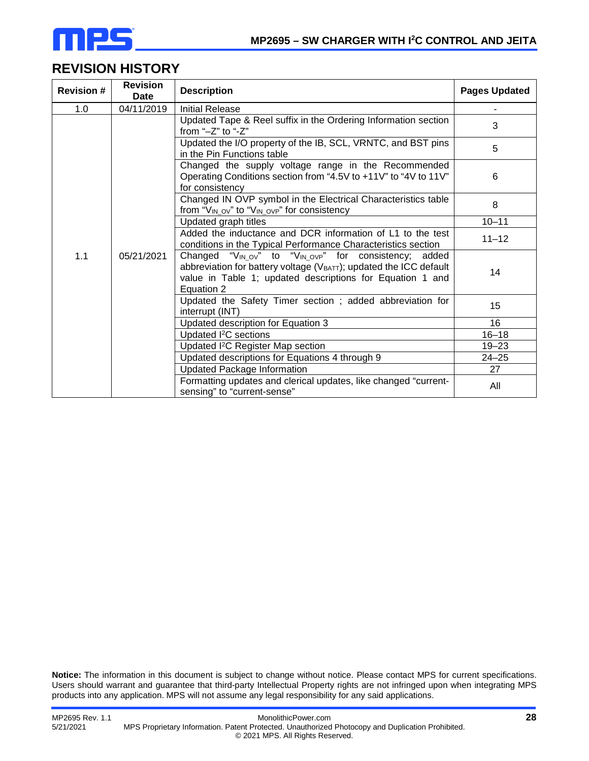## REVISION HISTORY

| Revision # | Revision Date | Description | Pages Updated |
|---|---|---|---|
| 1.0 | 04/11/2019 | Initial Release | - |
| 1.1 | 05/21/2021 | Updated Tape & Reel suffix in the Ordering Information section from "–Z" to "-Z" | 3 |
| | | Updated the I/O property of the IB, SCL, VRNTC, and BST pins in the Pin Functions table | 5 |
| | | Changed the supply voltage range in the Recommended Operating Conditions section from "4.5V to +11V" to "4V to 11V" for consistency | 6 |
| | | Changed IN OVP symbol in the Electrical Characteristics table from "$V_{IN\_OV}$" to "$V_{IN\_OVP}$" for consistency | 8 |
| | | Updated graph titles | 10–11 |
| | | Added the inductance and DCR information of L1 to the test conditions in the Typical Performance Characteristics section | 11–12 |
| | | Changed "$V_{IN\_OV}$" to "$V_{IN\_OVP}$" for consistency; added abbreviation for battery voltage ($V_{BATT}$); updated the ICC default value in Table 1; updated descriptions for Equation 1 and Equation 2 | 14 |
| | | Updated the Safety Timer section ; added abbreviation for interrupt (INT) | 15 |
| | | Updated description for Equation 3 | 16 |
| | | Updated I²C sections | 16–18 |
| | | Updated I²C Register Map section | 19–23 |
| | | Updated descriptions for Equations 4 through 9 | 24–25 |
| | | Updated Package Information | 27 |
| | | Formatting updates and clerical updates, like changed "current-sensing" to "current-sense" | All |

**Notice:** The information in this document is subject to change without notice. Please contact MPS for current specifications. Users should warrant and guarantee that third-party Intellectual Property rights are not infringed upon when integrating MPS products into any application. MPS will not assume any legal responsibility for any said applications.